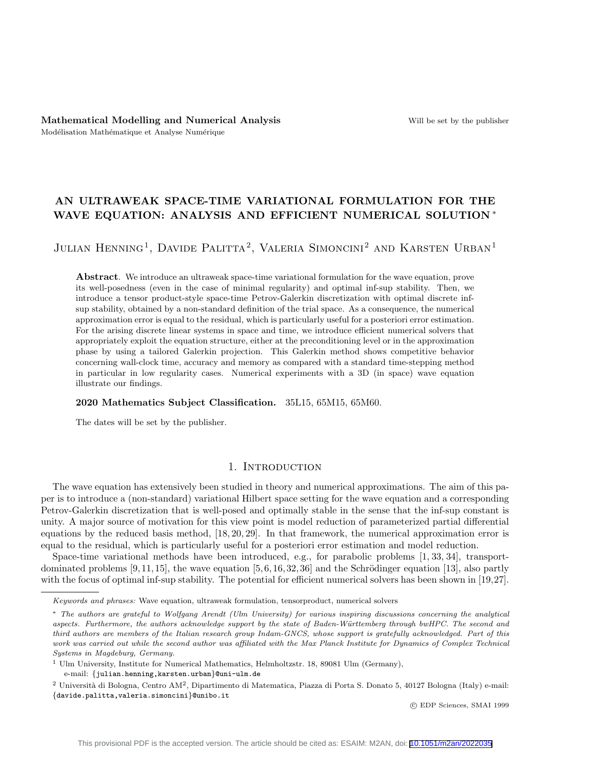**Mathematical Modelling and Numerical Analysis**
Modélisation Mathématique et Analyse Numérique

Will be set by the publisher

# AN ULTRAWEAK SPACE-TIME VARIATIONAL FORMULATION FOR THE WAVE EQUATION: ANALYSIS AND EFFICIENT NUMERICAL SOLUTION *

Julian Henning[1], Davide Palitta[2], Valeria Simoncini[2] and Karsten Urban[1]

**Abstract**. We introduce an ultraweak space-time variational formulation for the wave equation, prove its well-posedness (even in the case of minimal regularity) and optimal inf-sup stability. Then, we introduce a tensor product-style space-time Petrov-Galerkin discretization with optimal discrete inf-sup stability, obtained by a non-standard definition of the trial space. As a consequence, the numerical approximation error is equal to the residual, which is particularly useful for a posteriori error estimation. For the arising discrete linear systems in space and time, we introduce efficient numerical solvers that appropriately exploit the equation structure, either at the preconditioning level or in the approximation phase by using a tailored Galerkin projection. This Galerkin method shows competitive behavior concerning wall-clock time, accuracy and memory as compared with a standard time-stepping method in particular in low regularity cases. Numerical experiments with a 3D (in space) wave equation illustrate our findings.

**2020 Mathematics Subject Classification.** 35L15, 65M15, 65M60.

The dates will be set by the publisher.

## 1. Introduction

The wave equation has extensively been studied in theory and numerical approximations. The aim of this paper is to introduce a (non-standard) variational Hilbert space setting for the wave equation and a corresponding Petrov-Galerkin discretization that is well-posed and optimally stable in the sense that the inf-sup constant is unity. A major source of motivation for this view point is model reduction of parameterized partial differential equations by the reduced basis method, [18, 20, 29]. In that framework, the numerical approximation error is equal to the residual, which is particularly useful for a posteriori error estimation and model reduction.

Space-time variational methods have been introduced, e.g., for parabolic problems [1, 33, 34], transport-dominated problems [9, 11, 15], the wave equation [5, 6, 16, 32, 36] and the Schrödinger equation [13], also partly with the focus of optimal inf-sup stability. The potential for efficient numerical solvers has been shown in [19, 27].

---

*Keywords and phrases:* Wave equation, ultraweak formulation, tensorproduct, numerical solvers

* *The authors are grateful to Wolfgang Arendt (Ulm University) for various inspiring discussions concerning the analytical aspects. Furthermore, the authors acknowledge support by the state of Baden-Württemberg through bwHPC. The second and third authors are members of the Italian research group Indam-GNCS, whose support is gratefully acknowledged. Part of this work was carried out while the second author was affiliated with the Max Planck Institute for Dynamics of Complex Technical Systems in Magdeburg, Germany.*

[1] Ulm University, Institute for Numerical Mathematics, Helmholtzstr. 18, 89081 Ulm (Germany),
e-mail: {julian.henning,karsten.urban}@uni-ulm.de

[2] Università di Bologna, Centro AM[2], Dipartimento di Matematica, Piazza di Porta S. Donato 5, 40127 Bologna (Italy) e-mail: {davide.palitta,valeria.simoncini}@unibo.it

© EDP Sciences, SMAI 1999

This provisional PDF is the accepted version. The article should be cited as: ESAIM: M2AN, doi: 10.1051/m2an/2022035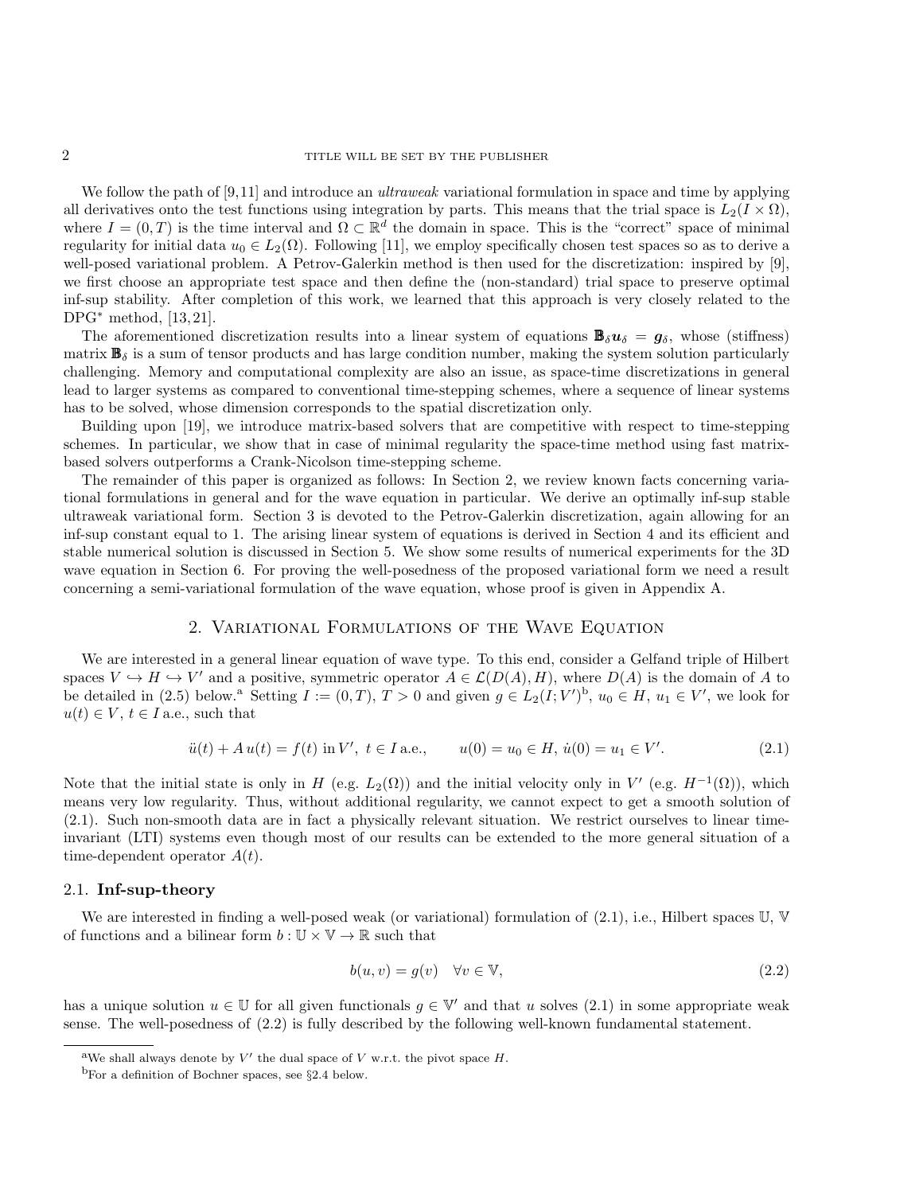We follow the path of [9,11] and introduce an *ultraweak* variational formulation in space and time by applying all derivatives onto the test functions using integration by parts. This means that the trial space is $L_2(I \times \Omega)$, where $I = (0,T)$ is the time interval and $\Omega \subset \mathbb{R}^d$ the domain in space. This is the "correct" space of minimal regularity for initial data $u_0 \in L_2(\Omega)$. Following [11], we employ specifically chosen test spaces so as to derive a well-posed variational problem. A Petrov-Galerkin method is then used for the discretization: inspired by [9], we first choose an appropriate test space and then define the (non-standard) trial space to preserve optimal inf-sup stability. After completion of this work, we learned that this approach is very closely related to the DPG* method, [13,21].

The aforementioned discretization results into a linear system of equations $\mathbf{B}_\delta \boldsymbol{u}_\delta = \boldsymbol{g}_\delta$, whose (stiffness) matrix $\mathbf{B}_\delta$ is a sum of tensor products and has large condition number, making the system solution particularly challenging. Memory and computational complexity are also an issue, as space-time discretizations in general lead to larger systems as compared to conventional time-stepping schemes, where a sequence of linear systems has to be solved, whose dimension corresponds to the spatial discretization only.

Building upon [19], we introduce matrix-based solvers that are competitive with respect to time-stepping schemes. In particular, we show that in case of minimal regularity the space-time method using fast matrix-based solvers outperforms a Crank-Nicolson time-stepping scheme.

The remainder of this paper is organized as follows: In Section 2, we review known facts concerning variational formulations in general and for the wave equation in particular. We derive an optimally inf-sup stable ultraweak variational form. Section 3 is devoted to the Petrov-Galerkin discretization, again allowing for an inf-sup constant equal to 1. The arising linear system of equations is derived in Section 4 and its efficient and stable numerical solution is discussed in Section 5. We show some results of numerical experiments for the 3D wave equation in Section 6. For proving the well-posedness of the proposed variational form we need a result concerning a semi-variational formulation of the wave equation, whose proof is given in Appendix A.

## 2. Variational Formulations of the Wave Equation

We are interested in a general linear equation of wave type. To this end, consider a Gelfand triple of Hilbert spaces $V \hookrightarrow H \hookrightarrow V'$ and a positive, symmetric operator $A \in \mathcal{L}(D(A), H)$, where $D(A)$ is the domain of $A$ to be detailed in (2.5) below.[a] Setting $I := (0,T)$, $T > 0$ and given $g \in L_2(I;V')$[b], $u_0 \in H$, $u_1 \in V'$, we look for $u(t) \in V$, $t \in I$ a.e., such that

$$\ddot{u}(t) + A\,u(t) = f(t) \text{ in } V',\ t \in I \text{ a.e.}, \qquad u(0) = u_0 \in H,\ \dot{u}(0) = u_1 \in V'. \tag{2.1}$$

Note that the initial state is only in $H$ (e.g. $L_2(\Omega)$) and the initial velocity only in $V'$ (e.g. $H^{-1}(\Omega)$), which means very low regularity. Thus, without additional regularity, we cannot expect to get a smooth solution of (2.1). Such non-smooth data are in fact a physically relevant situation. We restrict ourselves to linear time-invariant (LTI) systems even though most of our results can be extended to the more general situation of a time-dependent operator $A(t)$.

### 2.1. Inf-sup-theory

We are interested in finding a well-posed weak (or variational) formulation of (2.1), i.e., Hilbert spaces $\mathbb{U}$, $\mathbb{V}$ of functions and a bilinear form $b : \mathbb{U} \times \mathbb{V} \to \mathbb{R}$ such that

$$b(u,v) = g(v) \quad \forall v \in \mathbb{V}, \tag{2.2}$$

has a unique solution $u \in \mathbb{U}$ for all given functionals $g \in \mathbb{V}'$ and that $u$ solves (2.1) in some appropriate weak sense. The well-posedness of (2.2) is fully described by the following well-known fundamental statement.

---

[a] We shall always denote by $V'$ the dual space of $V$ w.r.t. the pivot space $H$.

[b] For a definition of Bochner spaces, see §2.4 below.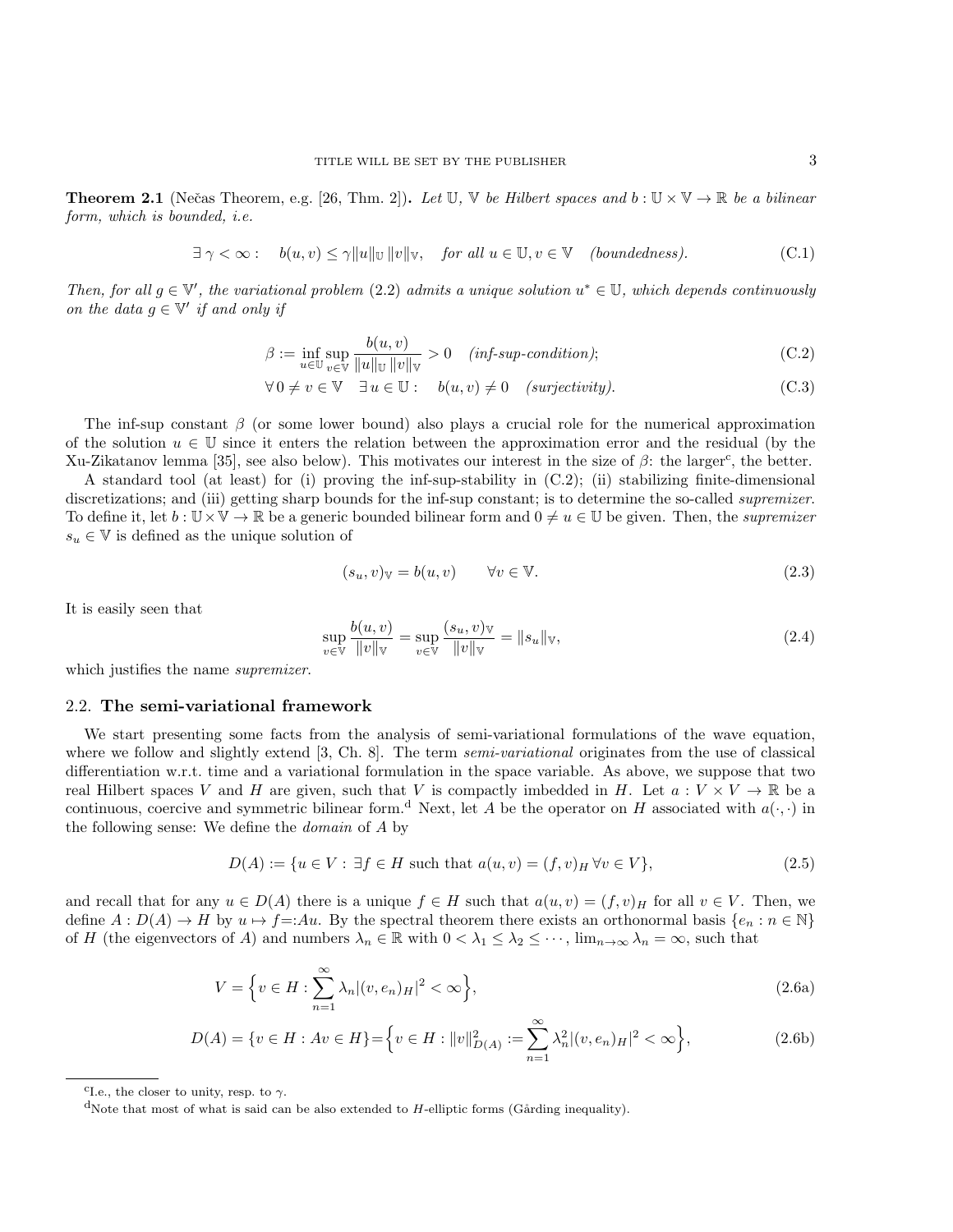**Theorem 2.1** (Nečas Theorem, e.g. [26, Thm. 2])**.** *Let $\mathbb{U}$, $\mathbb{V}$ be Hilbert spaces and $b : \mathbb{U} \times \mathbb{V} \to \mathbb{R}$ be a bilinear form, which is bounded, i.e.*

$$\exists\, \gamma < \infty : \quad b(u,v) \leq \gamma \|u\|_{\mathbb{U}}\, \|v\|_{\mathbb{V}}, \quad \text{for all } u \in \mathbb{U}, v \in \mathbb{V} \quad \textit{(boundedness)}. \tag{C.1}$$

*Then, for all $g \in \mathbb{V}'$, the variational problem (2.2) admits a unique solution $u^* \in \mathbb{U}$, which depends continuously on the data $g \in \mathbb{V}'$ if and only if*

$$\beta := \inf_{u \in \mathbb{U}} \sup_{v \in \mathbb{V}} \frac{b(u,v)}{\|u\|_{\mathbb{U}}\, \|v\|_{\mathbb{V}}} > 0 \quad \textit{(inf-sup-condition)}; \tag{C.2}$$

$$\forall\, 0 \neq v \in \mathbb{V} \quad \exists\, u \in \mathbb{U} : \quad b(u,v) \neq 0 \quad \textit{(surjectivity)}. \tag{C.3}$$

The inf-sup constant $\beta$ (or some lower bound) also plays a crucial role for the numerical approximation of the solution $u \in \mathbb{U}$ since it enters the relation between the approximation error and the residual (by the Xu-Zikatanov lemma [35], see also below). This motivates our interest in the size of $\beta$: the larger[c], the better.

A standard tool (at least) for (i) proving the inf-sup-stability in (C.2); (ii) stabilizing finite-dimensional discretizations; and (iii) getting sharp bounds for the inf-sup constant; is to determine the so-called *supremizer*. To define it, let $b : \mathbb{U} \times \mathbb{V} \to \mathbb{R}$ be a generic bounded bilinear form and $0 \neq u \in \mathbb{U}$ be given. Then, the *supremizer* $s_u \in \mathbb{V}$ is defined as the unique solution of

$$(s_u, v)_{\mathbb{V}} = b(u,v) \qquad \forall v \in \mathbb{V}. \tag{2.3}$$

It is easily seen that

$$\sup_{v \in \mathbb{V}} \frac{b(u,v)}{\|v\|_{\mathbb{V}}} = \sup_{v \in \mathbb{V}} \frac{(s_u, v)_{\mathbb{V}}}{\|v\|_{\mathbb{V}}} = \|s_u\|_{\mathbb{V}}, \tag{2.4}$$

which justifies the name *supremizer*.

## 2.2. The semi-variational framework

We start presenting some facts from the analysis of semi-variational formulations of the wave equation, where we follow and slightly extend [3, Ch. 8]. The term *semi-variational* originates from the use of classical differentiation w.r.t. time and a variational formulation in the space variable. As above, we suppose that two real Hilbert spaces $V$ and $H$ are given, such that $V$ is compactly imbedded in $H$. Let $a : V \times V \to \mathbb{R}$ be a continuous, coercive and symmetric bilinear form.[d] Next, let $A$ be the operator on $H$ associated with $a(\cdot,\cdot)$ in the following sense: We define the *domain* of $A$ by

$$D(A) := \{u \in V : \exists f \in H \text{ such that } a(u,v) = (f,v)_H \; \forall v \in V\}, \tag{2.5}$$

and recall that for any $u \in D(A)$ there is a unique $f \in H$ such that $a(u,v) = (f,v)_H$ for all $v \in V$. Then, we define $A : D(A) \to H$ by $u \mapsto f{=:}Au$. By the spectral theorem there exists an orthonormal basis $\{e_n : n \in \mathbb{N}\}$ of $H$ (the eigenvectors of $A$) and numbers $\lambda_n \in \mathbb{R}$ with $0 < \lambda_1 \leq \lambda_2 \leq \cdots$, $\lim_{n\to\infty} \lambda_n = \infty$, such that

$$V = \Big\{ v \in H : \sum_{n=1}^{\infty} \lambda_n |(v, e_n)_H|^2 < \infty \Big\}, \tag{2.6a}$$

$$D(A) = \{v \in H : Av \in H\} = \Big\{ v \in H : \|v\|_{D(A)}^2 := \sum_{n=1}^{\infty} \lambda_n^2 |(v, e_n)_H|^2 < \infty \Big\}, \tag{2.6b}$$

---

[c] I.e., the closer to unity, resp. to $\gamma$.

[d] Note that most of what is said can be also extended to $H$-elliptic forms (Gårding inequality).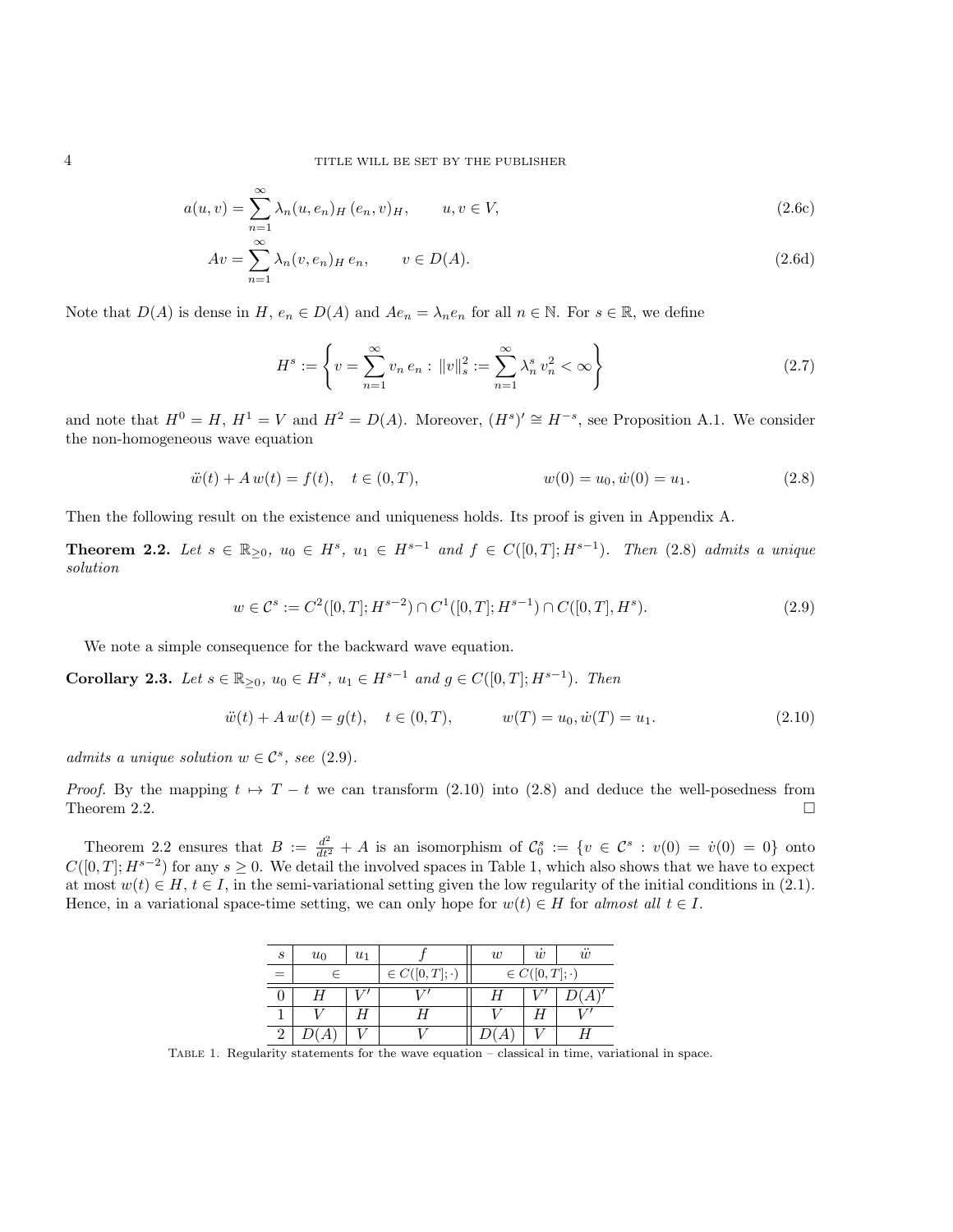$$a(u,v) = \sum_{n=1}^{\infty} \lambda_n (u, e_n)_H \, (e_n, v)_H, \qquad u, v \in V, \tag{2.6c}$$

$$Av = \sum_{n=1}^{\infty} \lambda_n (v, e_n)_H \, e_n, \qquad v \in D(A). \tag{2.6d}$$

Note that $D(A)$ is dense in $H$, $e_n \in D(A)$ and $Ae_n = \lambda_n e_n$ for all $n \in \mathbb{N}$. For $s \in \mathbb{R}$, we define

$$H^s := \left\{ v = \sum_{n=1}^{\infty} v_n \, e_n : \, \|v\|_s^2 := \sum_{n=1}^{\infty} \lambda_n^s \, v_n^2 < \infty \right\} \tag{2.7}$$

and note that $H^0 = H$, $H^1 = V$ and $H^2 = D(A)$. Moreover, $(H^s)' \cong H^{-s}$, see Proposition A.1. We consider the non-homogeneous wave equation

$$\ddot{w}(t) + A\, w(t) = f(t), \quad t \in (0,T), \qquad\qquad w(0) = u_0, \dot{w}(0) = u_1. \tag{2.8}$$

Then the following result on the existence and uniqueness holds. Its proof is given in Appendix A.

**Theorem 2.2.** *Let $s \in \mathbb{R}_{\geq 0}$, $u_0 \in H^s$, $u_1 \in H^{s-1}$ and $f \in C([0,T]; H^{s-1})$. Then (2.8) admits a unique solution*

$$w \in \mathcal{C}^s := C^2([0,T]; H^{s-2}) \cap C^1([0,T]; H^{s-1}) \cap C([0,T], H^s). \tag{2.9}$$

We note a simple consequence for the backward wave equation.

**Corollary 2.3.** *Let $s \in \mathbb{R}_{\geq 0}$, $u_0 \in H^s$, $u_1 \in H^{s-1}$ and $g \in C([0,T]; H^{s-1})$. Then*

$$\ddot{w}(t) + A\, w(t) = g(t), \quad t \in (0,T), \qquad w(T) = u_0, \dot{w}(T) = u_1. \tag{2.10}$$

*admits a unique solution $w \in \mathcal{C}^s$, see (2.9).*

*Proof.* By the mapping $t \mapsto T - t$ we can transform (2.10) into (2.8) and deduce the well-posedness from Theorem 2.2. □

Theorem 2.2 ensures that $B := \frac{d^2}{dt^2} + A$ is an isomorphism of $\mathcal{C}_0^s := \{v \in \mathcal{C}^s : v(0) = \dot{v}(0) = 0\}$ onto $C([0,T]; H^{s-2})$ for any $s \geq 0$. We detail the involved spaces in Table 1, which also shows that we have to expect at most $w(t) \in H$, $t \in I$, in the semi-variational setting given the low regularity of the initial conditions in (2.1). Hence, in a variational space-time setting, we can only hope for $w(t) \in H$ for *almost all* $t \in I$.

| $s$ | $u_0$ | $u_1$ | $f$ | $w$ | $\dot{w}$ | $\ddot{w}$ |
|---|---|---|---|---|---|---|
| $=$ | $\in$ | | $\in C([0,T];\cdot)$ | $\in C([0,T];\cdot)$ | | |
| 0 | $H$ | $V'$ | $V'$ | $H$ | $V'$ | $D(A)'$ |
| 1 | $V$ | $H$ | $H$ | $V$ | $H$ | $V'$ |
| 2 | $D(A)$ | $V$ | $V$ | $D(A)$ | $V$ | $H$ |

Table 1. Regularity statements for the wave equation – classical in time, variational in space.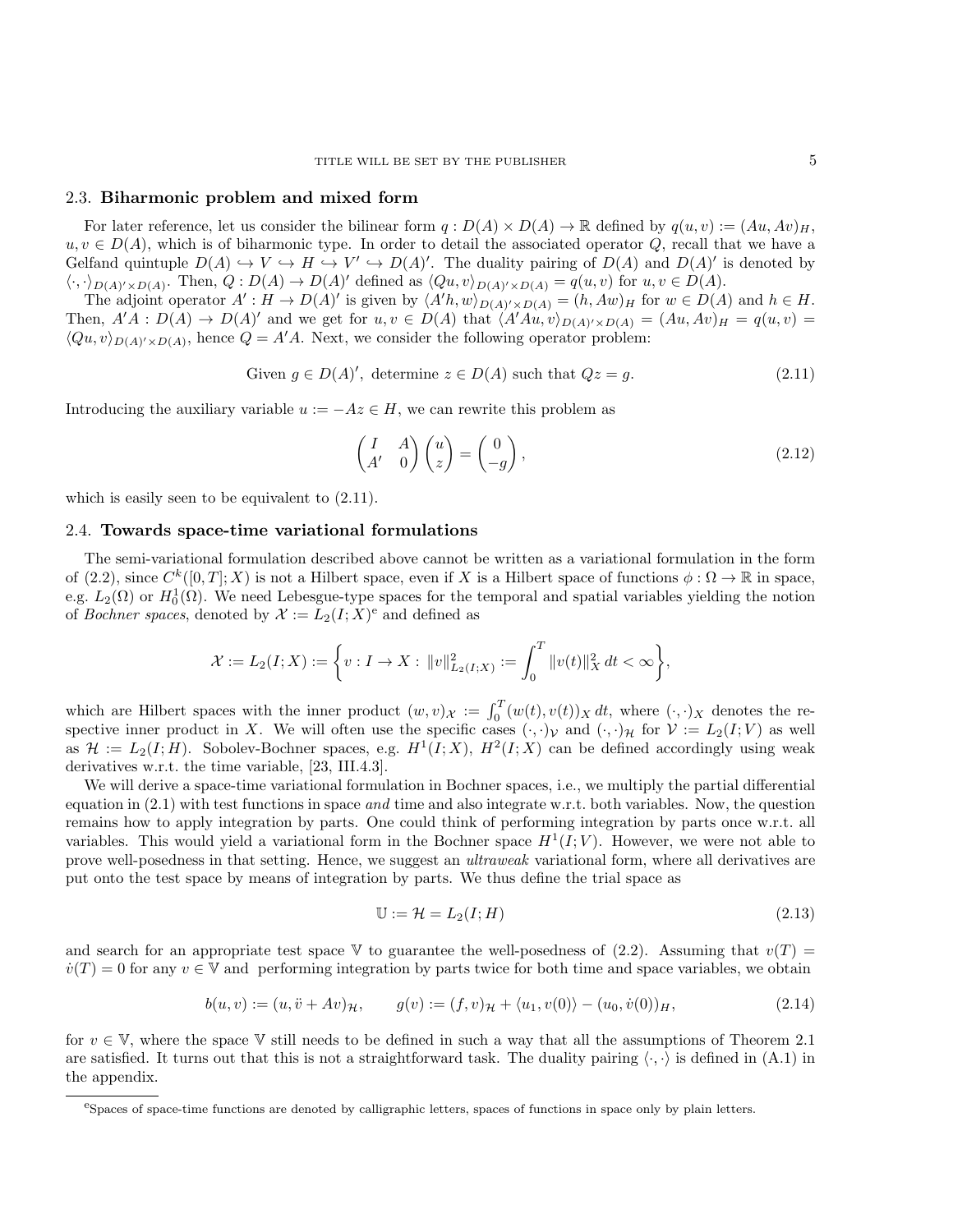### 2.3. **Biharmonic problem and mixed form**

For later reference, let us consider the bilinear form $q : D(A) \times D(A) \to \mathbb{R}$ defined by $q(u, v) := (Au, Av)_H$, $u, v \in D(A)$, which is of biharmonic type. In order to detail the associated operator $Q$, recall that we have a Gelfand quintuple $D(A) \hookrightarrow V \hookrightarrow H \hookrightarrow V' \hookrightarrow D(A)'$. The duality pairing of $D(A)$ and $D(A)'$ is denoted by $\langle \cdot, \cdot \rangle_{D(A)' \times D(A)}$. Then, $Q : D(A) \to D(A)'$ defined as $\langle Qu, v \rangle_{D(A)' \times D(A)} = q(u, v)$ for $u, v \in D(A)$.

The adjoint operator $A' : H \to D(A)'$ is given by $\langle A'h, w \rangle_{D(A)' \times D(A)} = (h, Aw)_H$ for $w \in D(A)$ and $h \in H$. Then, $A'A : D(A) \to D(A)'$ and we get for $u, v \in D(A)$ that $\langle A'Au, v \rangle_{D(A)' \times D(A)} = (Au, Av)_H = q(u, v) = \langle Qu, v \rangle_{D(A)' \times D(A)}$, hence $Q = A'A$. Next, we consider the following operator problem:

$$\text{Given } g \in D(A)', \text{ determine } z \in D(A) \text{ such that } Qz = g. \tag{2.11}$$

Introducing the auxiliary variable $u := -Az \in H$, we can rewrite this problem as

$$\begin{pmatrix} I & A \\ A' & 0 \end{pmatrix} \begin{pmatrix} u \\ z \end{pmatrix} = \begin{pmatrix} 0 \\ -g \end{pmatrix}, \tag{2.12}$$

which is easily seen to be equivalent to (2.11).

### 2.4. **Towards space-time variational formulations**

The semi-variational formulation described above cannot be written as a variational formulation in the form of (2.2), since $C^k([0, T]; X)$ is not a Hilbert space, even if $X$ is a Hilbert space of functions $\phi : \Omega \to \mathbb{R}$ in space, e.g. $L_2(\Omega)$ or $H_0^1(\Omega)$. We need Lebesgue-type spaces for the temporal and spatial variables yielding the notion of *Bochner spaces*, denoted by $\mathcal{X} := L_2(I; X)$[e] and defined as

$$\mathcal{X} := L_2(I; X) := \left\{ v : I \to X : \|v\|_{L_2(I;X)}^2 := \int_0^T \|v(t)\|_X^2 \, dt < \infty \right\},$$

which are Hilbert spaces with the inner product $(w, v)_{\mathcal{X}} := \int_0^T (w(t), v(t))_X \, dt$, where $(\cdot, \cdot)_X$ denotes the respective inner product in $X$. We will often use the specific cases $(\cdot, \cdot)_{\mathcal{V}}$ and $(\cdot, \cdot)_{\mathcal{H}}$ for $\mathcal{V} := L_2(I; V)$ as well as $\mathcal{H} := L_2(I; H)$. Sobolev-Bochner spaces, e.g. $H^1(I; X)$, $H^2(I; X)$ can be defined accordingly using weak derivatives w.r.t. the time variable, [23, III.4.3].

We will derive a space-time variational formulation in Bochner spaces, i.e., we multiply the partial differential equation in (2.1) with test functions in space *and* time and also integrate w.r.t. both variables. Now, the question remains how to apply integration by parts. One could think of performing integration by parts once w.r.t. all variables. This would yield a variational form in the Bochner space $H^1(I; V)$. However, we were not able to prove well-posedness in that setting. Hence, we suggest an *ultraweak* variational form, where all derivatives are put onto the test space by means of integration by parts. We thus define the trial space as

$$\mathbb{U} := \mathcal{H} = L_2(I; H) \tag{2.13}$$

and search for an appropriate test space $\mathbb{V}$ to guarantee the well-posedness of (2.2). Assuming that $v(T) = \dot{v}(T) = 0$ for any $v \in \mathbb{V}$ and performing integration by parts twice for both time and space variables, we obtain

$$b(u, v) := (u, \ddot{v} + Av)_{\mathcal{H}}, \qquad g(v) := (f, v)_{\mathcal{H}} + \langle u_1, v(0) \rangle - (u_0, \dot{v}(0))_H, \tag{2.14}$$

for $v \in \mathbb{V}$, where the space $\mathbb{V}$ still needs to be defined in such a way that all the assumptions of Theorem 2.1 are satisfied. It turns out that this is not a straightforward task. The duality pairing $\langle \cdot, \cdot \rangle$ is defined in (A.1) in the appendix.

---

[e]Spaces of space-time functions are denoted by calligraphic letters, spaces of functions in space only by plain letters.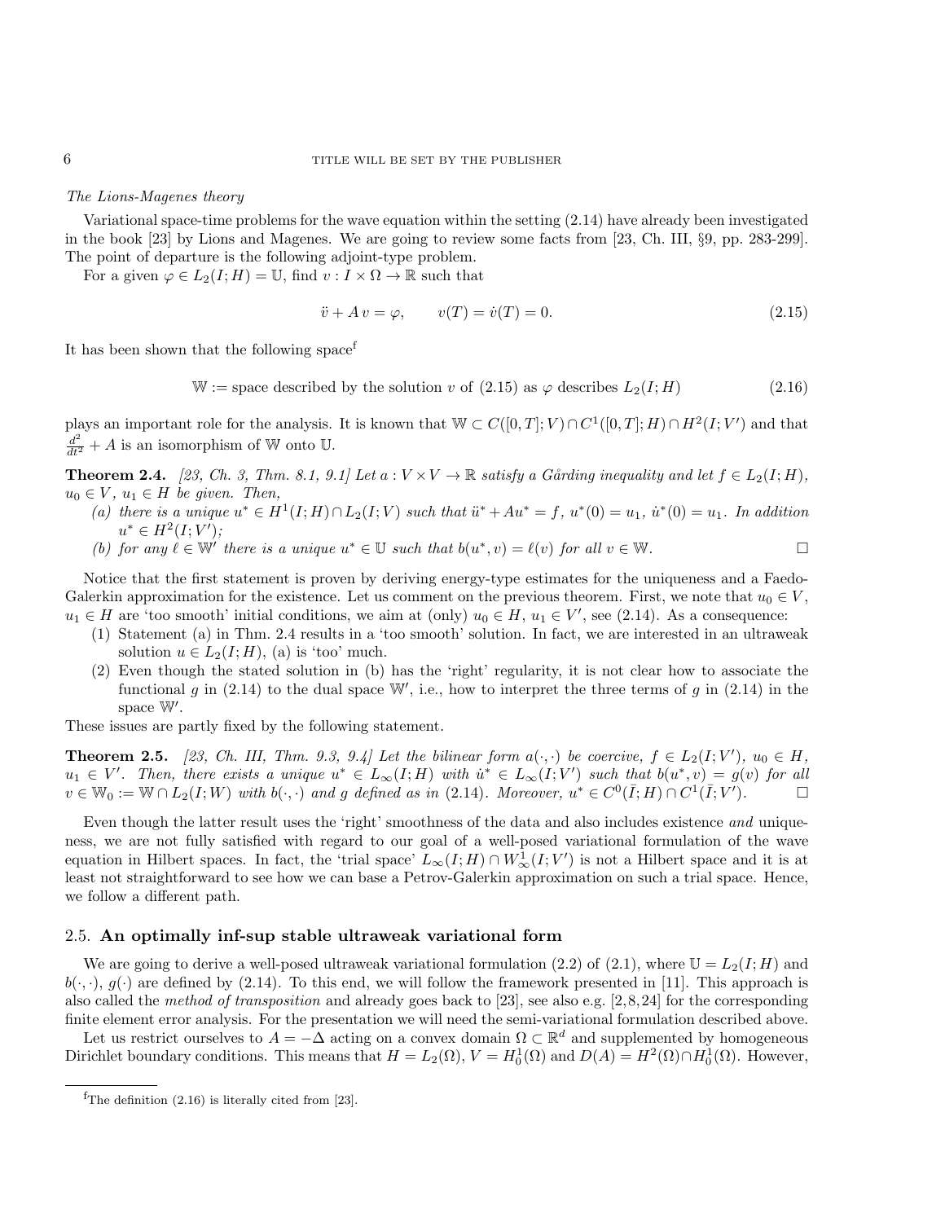*The Lions-Magenes theory*

Variational space-time problems for the wave equation within the setting (2.14) have already been investigated in the book [23] by Lions and Magenes. We are going to review some facts from [23, Ch. III, §9, pp. 283-299]. The point of departure is the following adjoint-type problem.

For a given $\varphi \in L_2(I;H) = \mathbb{U}$, find $v : I \times \Omega \to \mathbb{R}$ such that

$$\ddot{v} + A\, v = \varphi, \qquad v(T) = \dot{v}(T) = 0. \tag{2.15}$$

It has been shown that the following space[f]

$$\mathbb{W} := \text{space described by the solution } v \text{ of (2.15) as } \varphi \text{ describes } L_2(I;H) \tag{2.16}$$

plays an important role for the analysis. It is known that $\mathbb{W} \subset C([0,T];V) \cap C^1([0,T];H) \cap H^2(I;V')$ and that $\frac{d^2}{dt^2} + A$ is an isomorphism of $\mathbb{W}$ onto $\mathbb{U}$.

**Theorem 2.4.** *[23, Ch. 3, Thm. 8.1, 9.1] Let $a : V \times V \to \mathbb{R}$ satisfy a Gårding inequality and let $f \in L_2(I;H)$, $u_0 \in V$, $u_1 \in H$ be given. Then,*

- *(a) there is a unique $u^* \in H^1(I;H) \cap L_2(I;V)$ such that $\ddot{u}^* + Au^* = f$, $u^*(0) = u_1$, $\dot{u}^*(0) = u_1$. In addition $u^* \in H^2(I;V')$;*
- *(b) for any $\ell \in \mathbb{W}'$ there is a unique $u^* \in \mathbb{U}$ such that $b(u^*, v) = \ell(v)$ for all $v \in \mathbb{W}$.* □

Notice that the first statement is proven by deriving energy-type estimates for the uniqueness and a Faedo-Galerkin approximation for the existence. Let us comment on the previous theorem. First, we note that $u_0 \in V$, $u_1 \in H$ are 'too smooth' initial conditions, we aim at (only) $u_0 \in H$, $u_1 \in V'$, see (2.14). As a consequence:

1. Statement (a) in Thm. 2.4 results in a 'too smooth' solution. In fact, we are interested in an ultraweak solution $u \in L_2(I;H)$, (a) is 'too' much.
2. Even though the stated solution in (b) has the 'right' regularity, it is not clear how to associate the functional $g$ in (2.14) to the dual space $\mathbb{W}'$, i.e., how to interpret the three terms of $g$ in (2.14) in the space $\mathbb{W}'$.

These issues are partly fixed by the following statement.

**Theorem 2.5.** *[23, Ch. III, Thm. 9.3, 9.4] Let the bilinear form $a(\cdot,\cdot)$ be coercive, $f \in L_2(I;V')$, $u_0 \in H$, $u_1 \in V'$. Then, there exists a unique $u^* \in L_\infty(I;H)$ with $\dot{u}^* \in L_\infty(I;V')$ such that $b(u^*, v) = g(v)$ for all $v \in \mathbb{W}_0 := \mathbb{W} \cap L_2(I;W)$ with $b(\cdot,\cdot)$ and $g$ defined as in (2.14). Moreover, $u^* \in C^0(\bar{I};H) \cap C^1(\bar{I};V')$.* □

Even though the latter result uses the 'right' smoothness of the data and also includes existence *and* uniqueness, we are not fully satisfied with regard to our goal of a well-posed variational formulation of the wave equation in Hilbert spaces. In fact, the 'trial space' $L_\infty(I;H) \cap W^1_\infty(I;V')$ is not a Hilbert space and it is at least not straightforward to see how we can base a Petrov-Galerkin approximation on such a trial space. Hence, we follow a different path.

### 2.5. An optimally inf-sup stable ultraweak variational form

We are going to derive a well-posed ultraweak variational formulation (2.2) of (2.1), where $\mathbb{U} = L_2(I;H)$ and $b(\cdot,\cdot)$, $g(\cdot)$ are defined by (2.14). To this end, we will follow the framework presented in [11]. This approach is also called the *method of transposition* and already goes back to [23], see also e.g. [2,8,24] for the corresponding finite element error analysis. For the presentation we will need the semi-variational formulation described above.

Let us restrict ourselves to $A = -\Delta$ acting on a convex domain $\Omega \subset \mathbb{R}^d$ and supplemented by homogeneous Dirichlet boundary conditions. This means that $H = L_2(\Omega)$, $V = H^1_0(\Omega)$ and $D(A) = H^2(\Omega) \cap H^1_0(\Omega)$. However,

[f] The definition (2.16) is literally cited from [23].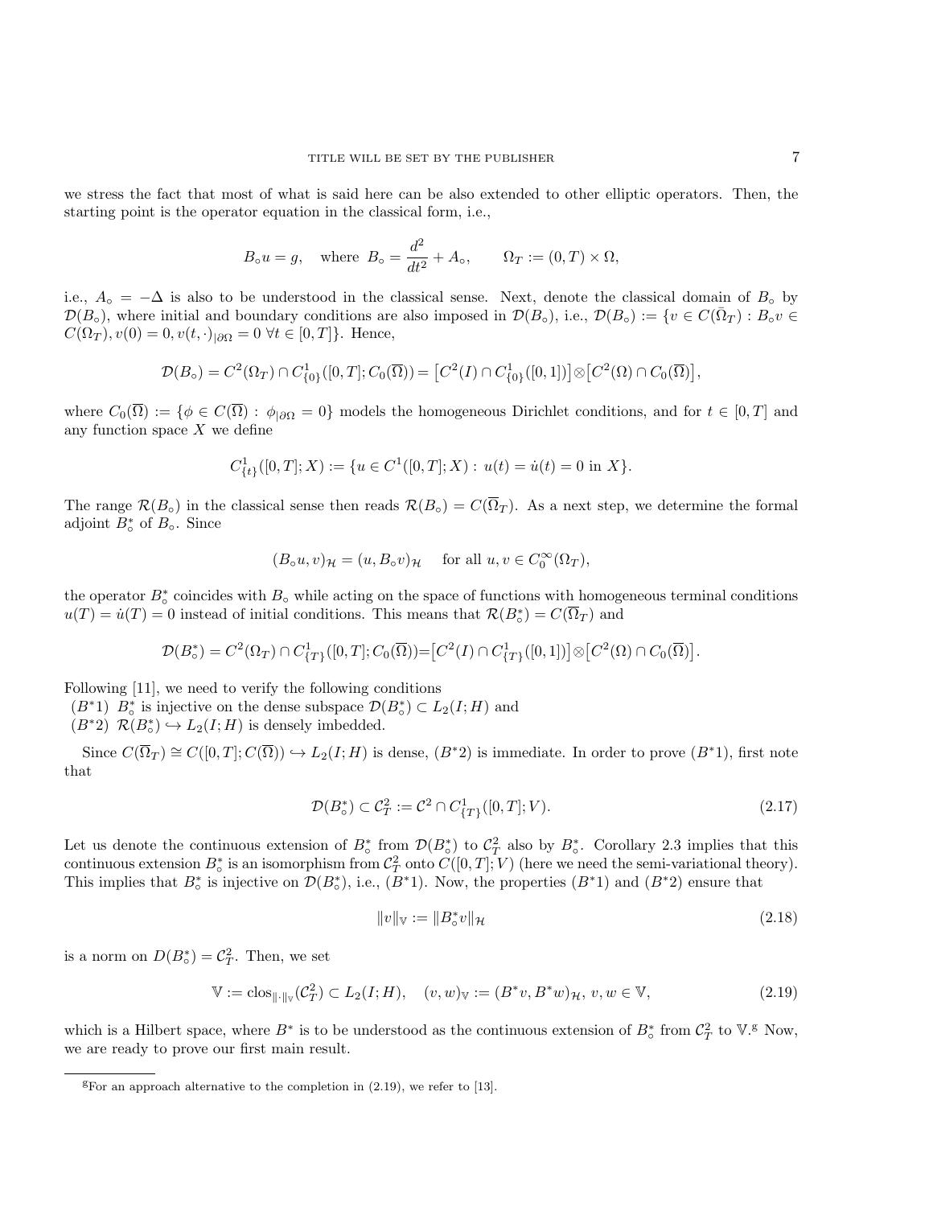we stress the fact that most of what is said here can be also extended to other elliptic operators. Then, the starting point is the operator equation in the classical form, i.e.,

$$B_\circ u = g, \quad \text{where } B_\circ = \frac{d^2}{dt^2} + A_\circ, \qquad \Omega_T := (0,T)\times\Omega,$$

i.e., $A_\circ = -\Delta$ is also to be understood in the classical sense. Next, denote the classical domain of $B_\circ$ by $\mathcal{D}(B_\circ)$, where initial and boundary conditions are also imposed in $\mathcal{D}(B_\circ)$, i.e., $\mathcal{D}(B_\circ) := \{v \in C(\bar{\Omega}_T) : B_\circ v \in C(\Omega_T), v(0) = 0, v(t,\cdot)_{|\partial\Omega} = 0 \ \forall t \in [0,T]\}$. Hence,

$$\mathcal{D}(B_\circ) = C^2(\Omega_T) \cap C^1_{\{0\}}([0,T]; C_0(\overline{\Omega})) = \big[C^2(I) \cap C^1_{\{0\}}([0,1])\big] \otimes \big[C^2(\Omega) \cap C_0(\overline{\Omega})\big],$$

where $C_0(\overline{\Omega}) := \{\phi \in C(\overline{\Omega}) : \phi_{|\partial\Omega} = 0\}$ models the homogeneous Dirichlet conditions, and for $t \in [0,T]$ and any function space $X$ we define

$$C^1_{\{t\}}([0,T]; X) := \{u \in C^1([0,T]; X) : u(t) = \dot{u}(t) = 0 \text{ in } X\}.$$

The range $\mathcal{R}(B_\circ)$ in the classical sense then reads $\mathcal{R}(B_\circ) = C(\overline{\Omega}_T)$. As a next step, we determine the formal adjoint $B_\circ^*$ of $B_\circ$. Since

$$(B_\circ u, v)_{\mathcal{H}} = (u, B_\circ v)_{\mathcal{H}} \quad \text{ for all } u, v \in C_0^\infty(\Omega_T),$$

the operator $B_\circ^*$ coincides with $B_\circ$ while acting on the space of functions with homogeneous terminal conditions $u(T) = \dot{u}(T) = 0$ instead of initial conditions. This means that $\mathcal{R}(B_\circ^*) = C(\overline{\Omega}_T)$ and

$$\mathcal{D}(B_\circ^*) = C^2(\Omega_T) \cap C^1_{\{T\}}([0,T]; C_0(\overline{\Omega})) = \big[C^2(I) \cap C^1_{\{T\}}([0,1])\big] \otimes \big[C^2(\Omega) \cap C_0(\overline{\Omega})\big].$$

Following [11], we need to verify the following conditions

$(B^*1)$ $B_\circ^*$ is injective on the dense subspace $\mathcal{D}(B_\circ^*) \subset L_2(I; H)$ and

$(B^*2)$ $\mathcal{R}(B_\circ^*) \hookrightarrow L_2(I; H)$ is densely imbedded.

Since $C(\overline{\Omega}_T) \cong C([0,T]; C(\overline{\Omega})) \hookrightarrow L_2(I; H)$ is dense, $(B^*2)$ is immediate. In order to prove $(B^*1)$, first note that

$$\mathcal{D}(B_\circ^*) \subset \mathcal{C}_T^2 := \mathcal{C}^2 \cap C^1_{\{T\}}([0,T]; V). \tag{2.17}$$

Let us denote the continuous extension of $B_\circ^*$ from $\mathcal{D}(B_\circ^*)$ to $\mathcal{C}_T^2$ also by $B_\circ^*$. Corollary 2.3 implies that this continuous extension $B_\circ^*$ is an isomorphism from $\mathcal{C}_T^2$ onto $C([0,T]; V)$ (here we need the semi-variational theory). This implies that $B_\circ^*$ is injective on $\mathcal{D}(B_\circ^*)$, i.e., $(B^*1)$. Now, the properties $(B^*1)$ and $(B^*2)$ ensure that

$$\|v\|_{\mathbb{V}} := \|B_\circ^* v\|_{\mathcal{H}} \tag{2.18}$$

is a norm on $D(B_\circ^*) = \mathcal{C}_T^2$. Then, we set

$$\mathbb{V} := \operatorname{clos}_{\|\cdot\|_{\mathbb{V}}}(\mathcal{C}_T^2) \subset L_2(I; H), \quad (v, w)_{\mathbb{V}} := (B^* v, B^* w)_{\mathcal{H}}, \ v, w \in \mathbb{V}, \tag{2.19}$$

which is a Hilbert space, where $B^*$ is to be understood as the continuous extension of $B_\circ^*$ from $\mathcal{C}_T^2$ to $\mathbb{V}$.[g] Now, we are ready to prove our first main result.

---

[g] For an approach alternative to the completion in (2.19), we refer to [13].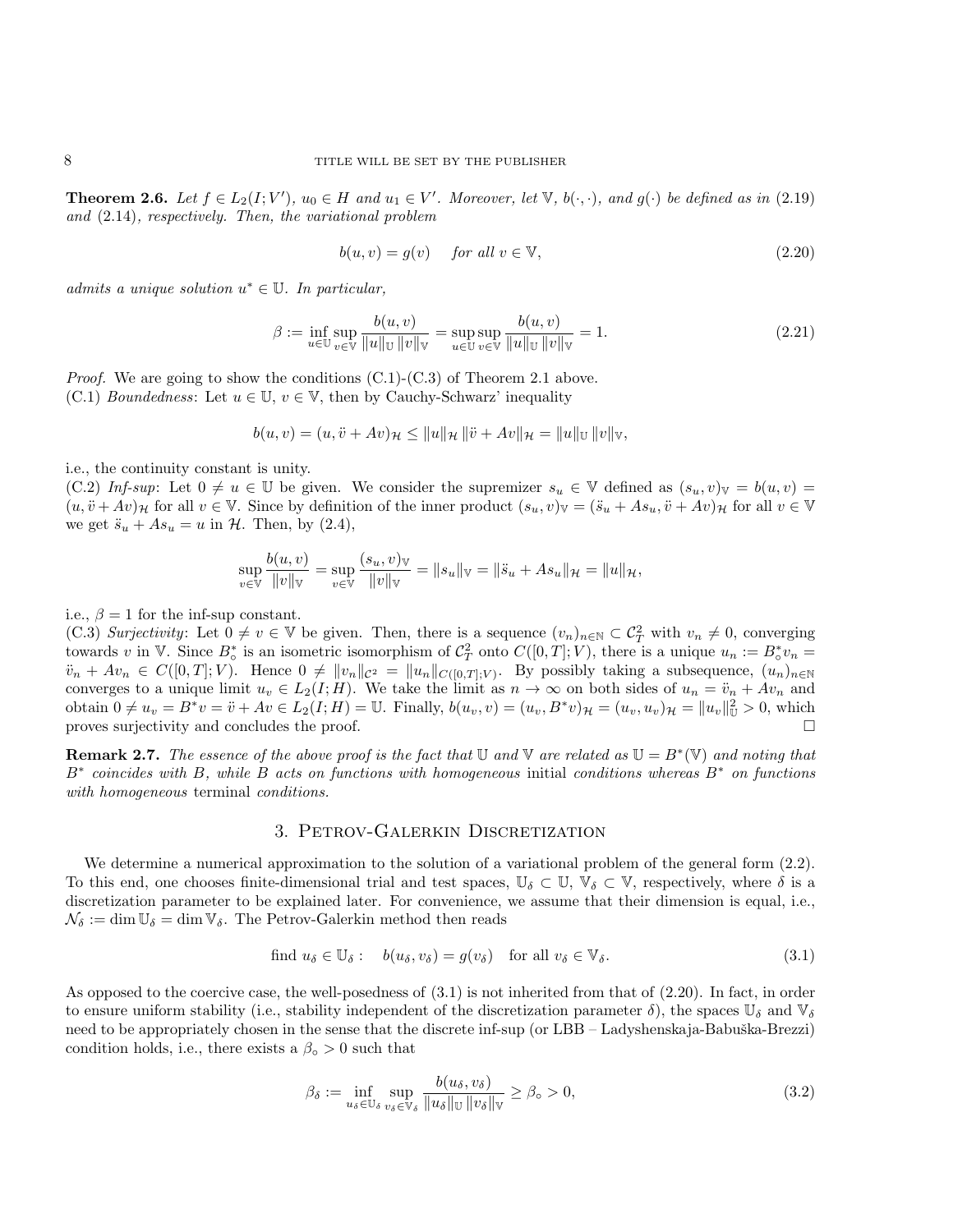**Theorem 2.6.** *Let $f \in L_2(I;V')$, $u_0 \in H$ and $u_1 \in V'$. Moreover, let $\mathbb{V}$, $b(\cdot,\cdot)$, and $g(\cdot)$ be defined as in (2.19) and (2.14), respectively. Then, the variational problem*

$$b(u,v) = g(v) \quad \text{for all } v \in \mathbb{V}, \tag{2.20}$$

*admits a unique solution $u^* \in \mathbb{U}$. In particular,*

$$\beta := \inf_{u\in\mathbb{U}} \sup_{v\in\mathbb{V}} \frac{b(u,v)}{\|u\|_{\mathbb{U}}\,\|v\|_{\mathbb{V}}} = \sup_{u\in\mathbb{U}} \sup_{v\in\mathbb{V}} \frac{b(u,v)}{\|u\|_{\mathbb{U}}\,\|v\|_{\mathbb{V}}} = 1. \tag{2.21}$$

*Proof.* We are going to show the conditions (C.1)-(C.3) of Theorem 2.1 above.
(C.1) *Boundedness*: Let $u \in \mathbb{U}$, $v \in \mathbb{V}$, then by Cauchy-Schwarz' inequality

$$b(u,v) = (u, \ddot{v} + Av)_{\mathcal{H}} \leq \|u\|_{\mathcal{H}}\,\|\ddot{v} + Av\|_{\mathcal{H}} = \|u\|_{\mathbb{U}}\,\|v\|_{\mathbb{V}},$$

i.e., the continuity constant is unity.
(C.2) *Inf-sup*: Let $0 \neq u \in \mathbb{U}$ be given. We consider the supremizer $s_u \in \mathbb{V}$ defined as $(s_u, v)_{\mathbb{V}} = b(u,v) = (u, \ddot{v} + Av)_{\mathcal{H}}$ for all $v \in \mathbb{V}$. Since by definition of the inner product $(s_u, v)_{\mathbb{V}} = (\ddot{s}_u + As_u, \ddot{v} + Av)_{\mathcal{H}}$ for all $v \in \mathbb{V}$ we get $\ddot{s}_u + As_u = u$ in $\mathcal{H}$. Then, by (2.4),

$$\sup_{v\in\mathbb{V}} \frac{b(u,v)}{\|v\|_{\mathbb{V}}} = \sup_{v\in\mathbb{V}} \frac{(s_u,v)_{\mathbb{V}}}{\|v\|_{\mathbb{V}}} = \|s_u\|_{\mathbb{V}} = \|\ddot{s}_u + As_u\|_{\mathcal{H}} = \|u\|_{\mathcal{H}},$$

i.e., $\beta = 1$ for the inf-sup constant.
(C.3) *Surjectivity*: Let $0 \neq v \in \mathbb{V}$ be given. Then, there is a sequence $(v_n)_{n\in\mathbb{N}} \subset \mathcal{C}^2_T$ with $v_n \neq 0$, converging towards $v$ in $\mathbb{V}$. Since $B^*_\circ$ is an isometric isomorphism of $\mathcal{C}^2_T$ onto $C([0,T];V)$, there is a unique $u_n := B^*_\circ v_n = \ddot{v}_n + Av_n \in C([0,T];V)$. Hence $0 \neq \|v_n\|_{\mathcal{C}^2} = \|u_n\|_{C([0,T];V)}$. By possibly taking a subsequence, $(u_n)_{n\in\mathbb{N}}$ converges to a unique limit $u_v \in L_2(I;H)$. We take the limit as $n \to \infty$ on both sides of $u_n = \ddot{v}_n + Av_n$ and obtain $0 \neq u_v = B^* v = \ddot{v} + Av \in L_2(I;H) = \mathbb{U}$. Finally, $b(u_v, v) = (u_v, B^* v)_{\mathcal{H}} = (u_v, u_v)_{\mathcal{H}} = \|u_v\|^2_{\mathbb{U}} > 0$, which proves surjectivity and concludes the proof. $\square$

**Remark 2.7.** *The essence of the above proof is the fact that $\mathbb{U}$ and $\mathbb{V}$ are related as $\mathbb{U} = B^*(\mathbb{V})$ and noting that $B^*$ coincides with $B$, while $B$ acts on functions with homogeneous* initial *conditions whereas $B^*$ on functions with homogeneous* terminal *conditions.*

## 3. Petrov-Galerkin Discretization

We determine a numerical approximation to the solution of a variational problem of the general form (2.2). To this end, one chooses finite-dimensional trial and test spaces, $\mathbb{U}_\delta \subset \mathbb{U}$, $\mathbb{V}_\delta \subset \mathbb{V}$, respectively, where $\delta$ is a discretization parameter to be explained later. For convenience, we assume that their dimension is equal, i.e., $\mathcal{N}_\delta := \dim \mathbb{U}_\delta = \dim \mathbb{V}_\delta$. The Petrov-Galerkin method then reads

$$\text{find } u_\delta \in \mathbb{U}_\delta: \quad b(u_\delta, v_\delta) = g(v_\delta) \quad \text{for all } v_\delta \in \mathbb{V}_\delta. \tag{3.1}$$

As opposed to the coercive case, the well-posedness of (3.1) is not inherited from that of (2.20). In fact, in order to ensure uniform stability (i.e., stability independent of the discretization parameter $\delta$), the spaces $\mathbb{U}_\delta$ and $\mathbb{V}_\delta$ need to be appropriately chosen in the sense that the discrete inf-sup (or LBB – Ladyshenskaja-Babuška-Brezzi) condition holds, i.e., there exists a $\beta_\circ > 0$ such that

$$\beta_\delta := \inf_{u_\delta\in\mathbb{U}_\delta} \sup_{v_\delta\in\mathbb{V}_\delta} \frac{b(u_\delta, v_\delta)}{\|u_\delta\|_{\mathbb{U}}\,\|v_\delta\|_{\mathbb{V}}} \geq \beta_\circ > 0, \tag{3.2}$$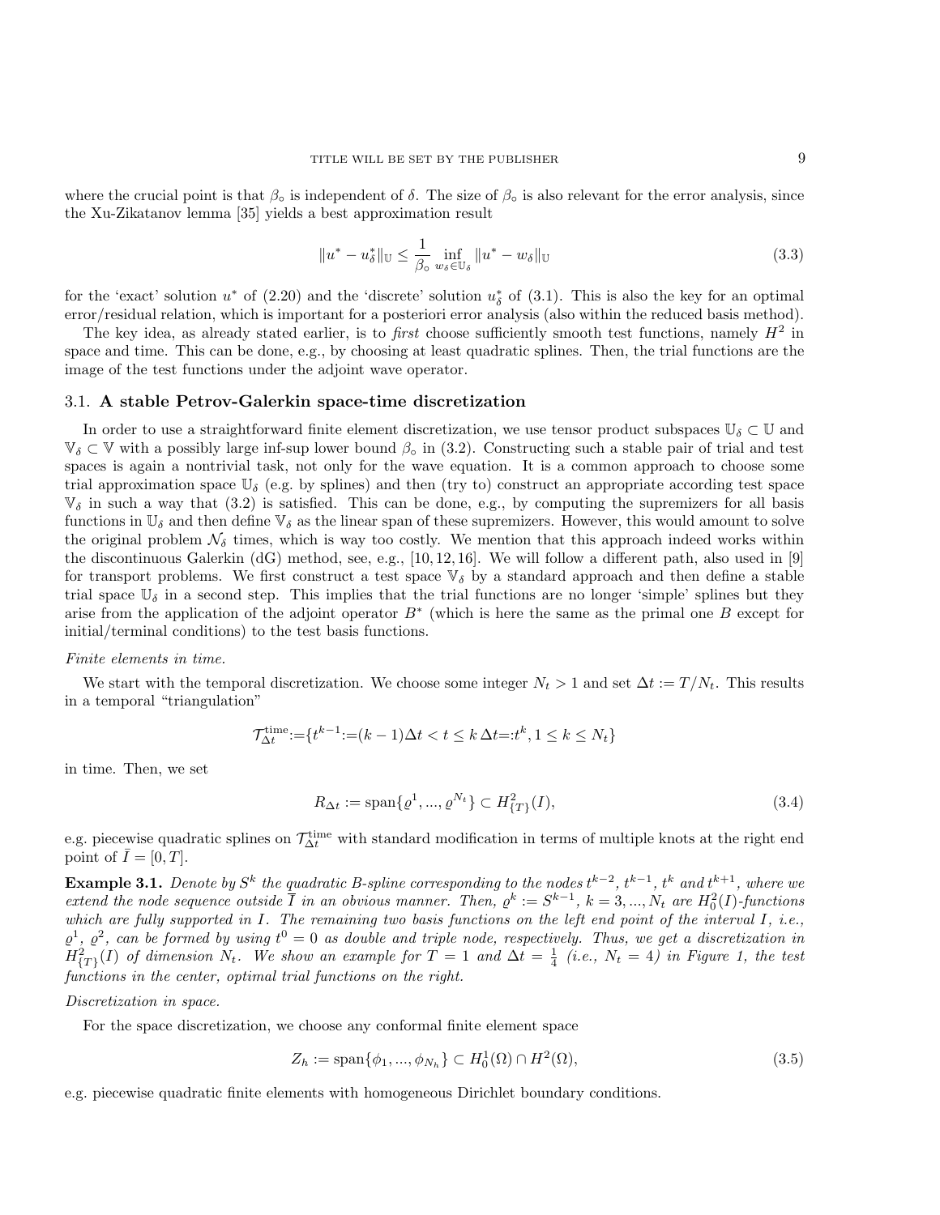where the crucial point is that $\beta_\circ$ is independent of $\delta$. The size of $\beta_\circ$ is also relevant for the error analysis, since the Xu-Zikatanov lemma [35] yields a best approximation result

$$\|u^* - u_\delta^*\|_{\mathbb{U}} \leq \frac{1}{\beta_\circ} \inf_{w_\delta \in \mathbb{U}_\delta} \|u^* - w_\delta\|_{\mathbb{U}} \tag{3.3}$$

for the 'exact' solution $u^*$ of (2.20) and the 'discrete' solution $u_\delta^*$ of (3.1). This is also the key for an optimal error/residual relation, which is important for a posteriori error analysis (also within the reduced basis method).

The key idea, as already stated earlier, is to *first* choose sufficiently smooth test functions, namely $H^2$ in space and time. This can be done, e.g., by choosing at least quadratic splines. Then, the trial functions are the image of the test functions under the adjoint wave operator.

### 3.1. **A stable Petrov-Galerkin space-time discretization**

In order to use a straightforward finite element discretization, we use tensor product subspaces $\mathbb{U}_\delta \subset \mathbb{U}$ and $\mathbb{V}_\delta \subset \mathbb{V}$ with a possibly large inf-sup lower bound $\beta_\circ$ in (3.2). Constructing such a stable pair of trial and test spaces is again a nontrivial task, not only for the wave equation. It is a common approach to choose some trial approximation space $\mathbb{U}_\delta$ (e.g. by splines) and then (try to) construct an appropriate according test space $\mathbb{V}_\delta$ in such a way that (3.2) is satisfied. This can be done, e.g., by computing the supremizers for all basis functions in $\mathbb{U}_\delta$ and then define $\mathbb{V}_\delta$ as the linear span of these supremizers. However, this would amount to solve the original problem $\mathcal{N}_\delta$ times, which is way too costly. We mention that this approach indeed works within the discontinuous Galerkin (dG) method, see, e.g., [10, 12, 16]. We will follow a different path, also used in [9] for transport problems. We first construct a test space $\mathbb{V}_\delta$ by a standard approach and then define a stable trial space $\mathbb{U}_\delta$ in a second step. This implies that the trial functions are no longer 'simple' splines but they arise from the application of the adjoint operator $B^*$ (which is here the same as the primal one $B$ except for initial/terminal conditions) to the test basis functions.

*Finite elements in time.*

We start with the temporal discretization. We choose some integer $N_t > 1$ and set $\Delta t := T/N_t$. This results in a temporal "triangulation"

$$\mathcal{T}_{\Delta t}^{\text{time}} := \{t^{k-1} := (k-1)\Delta t < t \leq k\,\Delta t =: t^k, 1 \leq k \leq N_t\}$$

in time. Then, we set

$$R_{\Delta t} := \text{span}\{\varrho^1, ..., \varrho^{N_t}\} \subset H^2_{\{T\}}(I), \tag{3.4}$$

e.g. piecewise quadratic splines on $\mathcal{T}_{\Delta t}^{\text{time}}$ with standard modification in terms of multiple knots at the right end point of $\bar{I} = [0, T]$.

**Example 3.1.** *Denote by $S^k$ the quadratic B-spline corresponding to the nodes $t^{k-2}$, $t^{k-1}$, $t^k$ and $t^{k+1}$, where we extend the node sequence outside $\bar{I}$ in an obvious manner. Then, $\varrho^k := S^{k-1}$, $k = 3, ..., N_t$ are $H^2_0(I)$-functions which are fully supported in $I$. The remaining two basis functions on the left end point of the interval $I$, i.e., $\varrho^1$, $\varrho^2$, can be formed by using $t^0 = 0$ as double and triple node, respectively. Thus, we get a discretization in $H^2_{\{T\}}(I)$ of dimension $N_t$. We show an example for $T = 1$ and $\Delta t = \frac{1}{4}$ (i.e., $N_t = 4$) in Figure 1, the test functions in the center, optimal trial functions on the right.*

*Discretization in space.*

For the space discretization, we choose any conformal finite element space

$$Z_h := \text{span}\{\phi_1, ..., \phi_{N_h}\} \subset H^1_0(\Omega) \cap H^2(\Omega), \tag{3.5}$$

e.g. piecewise quadratic finite elements with homogeneous Dirichlet boundary conditions.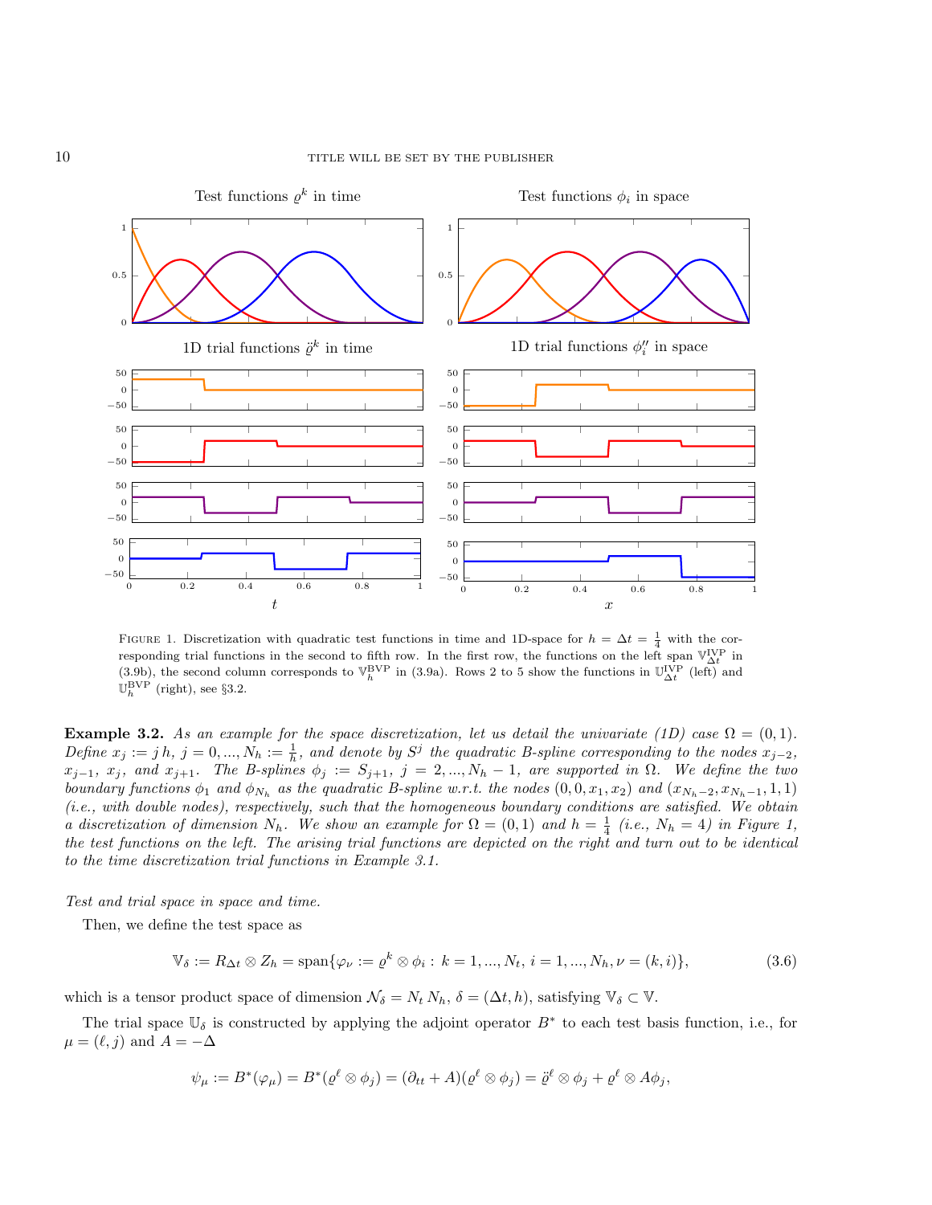FIGURE 1. Discretization with quadratic test functions in time and 1D-space for $h = \Delta t = \frac{1}{4}$ with the corresponding trial functions in the second to fifth row. In the first row, the functions on the left span $\mathbb{V}_{\Delta t}^{\text{IVP}}$ in (3.9b), the second column corresponds to $\mathbb{V}_h^{\text{BVP}}$ in (3.9a). Rows 2 to 5 show the functions in $\mathbb{U}_{\Delta t}^{\text{IVP}}$ (left) and $\mathbb{U}_h^{\text{BVP}}$ (right), see §3.2.

**Example 3.2.** *As an example for the space discretization, let us detail the univariate (1D) case $\Omega = (0,1)$. Define $x_j := j\,h$, $j = 0, ..., N_h := \frac{1}{h}$, and denote by $S^j$ the quadratic B-spline corresponding to the nodes $x_{j-2}$, $x_{j-1}$, $x_j$, and $x_{j+1}$. The B-splines $\phi_j := S_{j+1}$, $j = 2, ..., N_h - 1$, are supported in $\Omega$. We define the two boundary functions $\phi_1$ and $\phi_{N_h}$ as the quadratic B-spline w.r.t. the nodes $(0, 0, x_1, x_2)$ and $(x_{N_h-2}, x_{N_h-1}, 1, 1)$ (i.e., with double nodes), respectively, such that the homogeneous boundary conditions are satisfied. We obtain a discretization of dimension $N_h$. We show an example for $\Omega = (0,1)$ and $h = \frac{1}{4}$ (i.e., $N_h = 4$) in Figure 1, the test functions on the left. The arising trial functions are depicted on the right and turn out to be identical to the time discretization trial functions in Example 3.1.*

*Test and trial space in space and time.*

Then, we define the test space as

$$\mathbb{V}_\delta := R_{\Delta t} \otimes Z_h = \text{span}\{\varphi_\nu := \varrho^k \otimes \phi_i :\, k = 1, ..., N_t,\, i = 1, ..., N_h, \nu = (k, i)\}, \tag{3.6}$$

which is a tensor product space of dimension $\mathcal{N}_\delta = N_t\, N_h$, $\delta = (\Delta t, h)$, satisfying $\mathbb{V}_\delta \subset \mathbb{V}$.

The trial space $\mathbb{U}_\delta$ is constructed by applying the adjoint operator $B^*$ to each test basis function, i.e., for $\mu = (\ell, j)$ and $A = -\Delta$

$$\psi_\mu := B^*(\varphi_\mu) = B^*(\varrho^\ell \otimes \phi_j) = (\partial_{tt} + A)(\varrho^\ell \otimes \phi_j) = \ddot{\varrho}^\ell \otimes \phi_j + \varrho^\ell \otimes A\phi_j,$$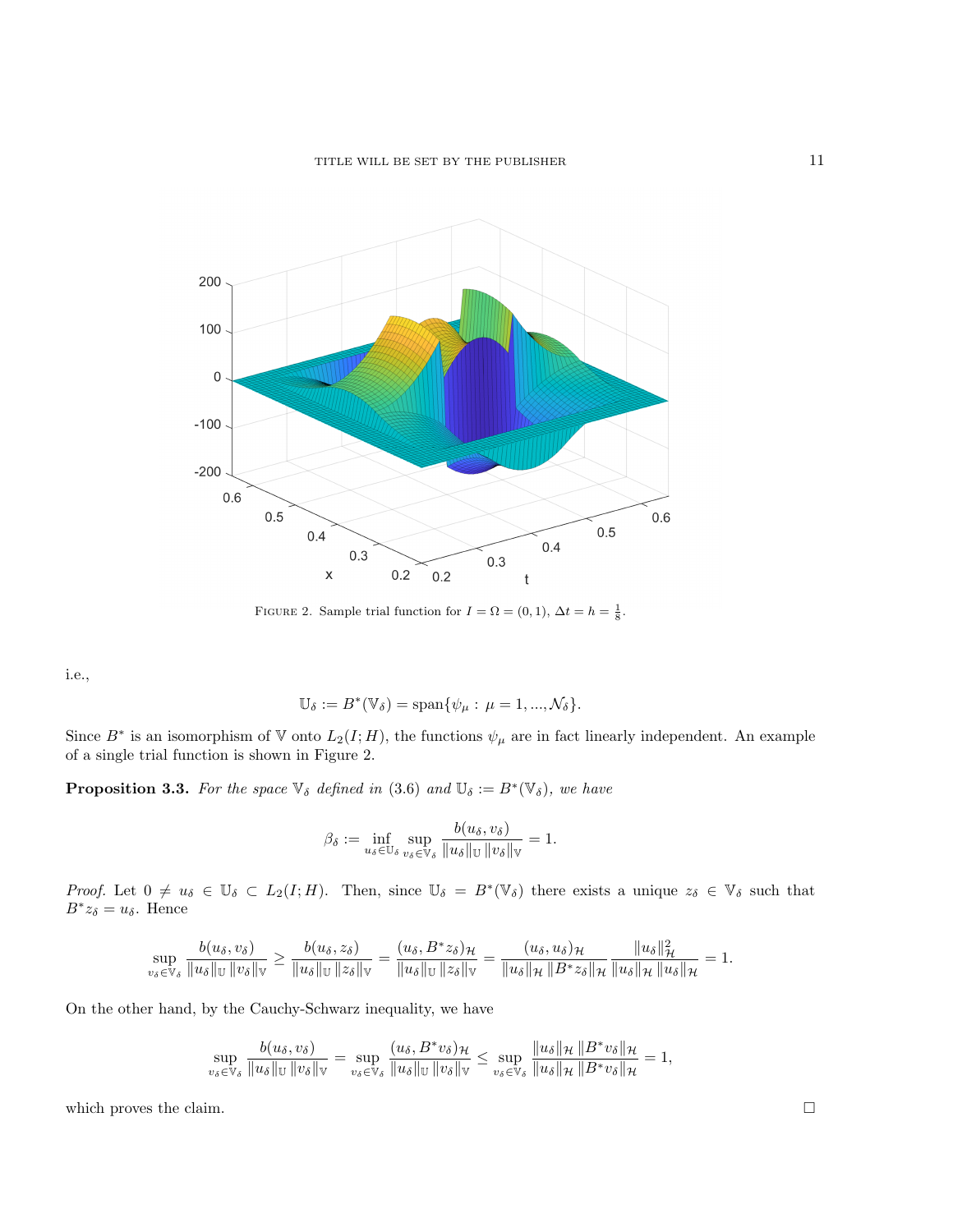Figure 2. Sample trial function for $I = \Omega = (0,1)$, $\Delta t = h = \frac{1}{8}$.

i.e.,

$$\mathbb{U}_\delta := B^*(\mathbb{V}_\delta) = \operatorname{span}\{\psi_\mu : \mu = 1, ..., \mathcal{N}_\delta\}.$$

Since $B^*$ is an isomorphism of $\mathbb{V}$ onto $L_2(I;H)$, the functions $\psi_\mu$ are in fact linearly independent. An example of a single trial function is shown in Figure 2.

**Proposition 3.3.** *For the space $\mathbb{V}_\delta$ defined in (3.6) and $\mathbb{U}_\delta := B^*(\mathbb{V}_\delta)$, we have*

$$\beta_\delta := \inf_{u_\delta \in \mathbb{U}_\delta} \sup_{v_\delta \in \mathbb{V}_\delta} \frac{b(u_\delta, v_\delta)}{\|u_\delta\|_{\mathbb{U}} \, \|v_\delta\|_{\mathbb{V}}} = 1.$$

*Proof.* Let $0 \neq u_\delta \in \mathbb{U}_\delta \subset L_2(I;H)$. Then, since $\mathbb{U}_\delta = B^*(\mathbb{V}_\delta)$ there exists a unique $z_\delta \in \mathbb{V}_\delta$ such that $B^* z_\delta = u_\delta$. Hence

$$\sup_{v_\delta \in \mathbb{V}_\delta} \frac{b(u_\delta, v_\delta)}{\|u_\delta\|_{\mathbb{U}} \, \|v_\delta\|_{\mathbb{V}}} \geq \frac{b(u_\delta, z_\delta)}{\|u_\delta\|_{\mathbb{U}} \, \|z_\delta\|_{\mathbb{V}}} = \frac{(u_\delta, B^* z_\delta)_{\mathcal{H}}}{\|u_\delta\|_{\mathbb{U}} \, \|z_\delta\|_{\mathbb{V}}} = \frac{(u_\delta, u_\delta)_{\mathcal{H}}}{\|u_\delta\|_{\mathcal{H}} \, \|B^* z_\delta\|_{\mathcal{H}}} \frac{\|u_\delta\|_{\mathcal{H}}^2}{\|u_\delta\|_{\mathcal{H}} \, \|u_\delta\|_{\mathcal{H}}} = 1.$$

On the other hand, by the Cauchy-Schwarz inequality, we have

$$\sup_{v_\delta \in \mathbb{V}_\delta} \frac{b(u_\delta, v_\delta)}{\|u_\delta\|_{\mathbb{U}} \, \|v_\delta\|_{\mathbb{V}}} = \sup_{v_\delta \in \mathbb{V}_\delta} \frac{(u_\delta, B^* v_\delta)_{\mathcal{H}}}{\|u_\delta\|_{\mathbb{U}} \, \|v_\delta\|_{\mathbb{V}}} \leq \sup_{v_\delta \in \mathbb{V}_\delta} \frac{\|u_\delta\|_{\mathcal{H}} \, \|B^* v_\delta\|_{\mathcal{H}}}{\|u_\delta\|_{\mathcal{H}} \, \|B^* v_\delta\|_{\mathcal{H}}} = 1,$$

which proves the claim. □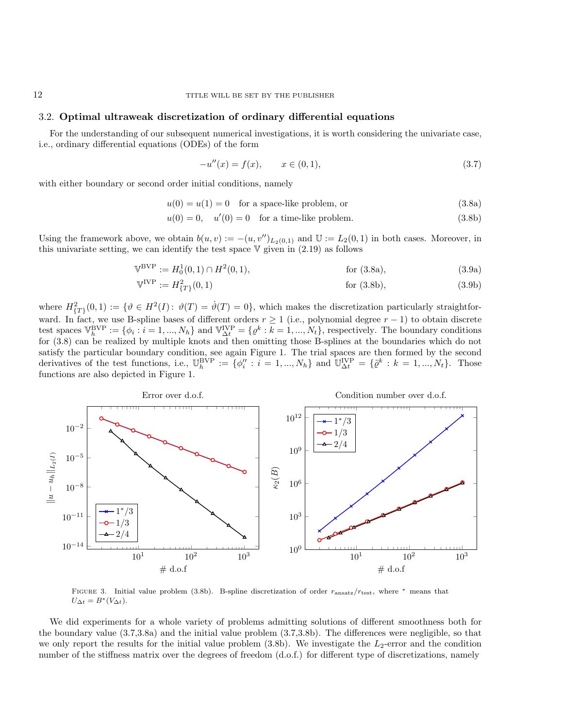### 3.2. **Optimal ultraweak discretization of ordinary differential equations**

For the understanding of our subsequent numerical investigations, it is worth considering the univariate case, i.e., ordinary differential equations (ODEs) of the form

$$-u''(x) = f(x), \qquad x \in (0,1), \tag{3.7}$$

with either boundary or second order initial conditions, namely

$$u(0) = u(1) = 0 \quad \text{for a space-like problem, or} \tag{3.8a}$$

$$u(0) = 0, \quad u'(0) = 0 \quad \text{for a time-like problem.} \tag{3.8b}$$

Using the framework above, we obtain $b(u,v) := -(u, v'')_{L_2(0,1)}$ and $\mathbb{U} := L_2(0,1)$ in both cases. Moreover, in this univariate setting, we can identify the test space $\mathbb{V}$ given in (2.19) as follows

$$\mathbb{V}^{\text{BVP}} := H_0^1(0,1) \cap H^2(0,1), \qquad \text{for (3.8a)}, \tag{3.9a}$$

$$\mathbb{V}^{\text{IVP}} := H^2_{\{T\}}(0,1) \qquad \text{for (3.8b)}, \tag{3.9b}$$

where $H^2_{\{T\}}(0,1) := \{\vartheta \in H^2(I) : \vartheta(T) = \dot{\vartheta}(T) = 0\}$, which makes the discretization particularly straightforward. In fact, we use B-spline bases of different orders $r \geq 1$ (i.e., polynomial degree $r-1$) to obtain discrete test spaces $\mathbb{V}_h^{\text{BVP}} := \{\phi_i : i = 1, ..., N_h\}$ and $\mathbb{V}_{\Delta t}^{\text{IVP}} = \{\varrho^k : k = 1, ..., N_t\}$, respectively. The boundary conditions for (3.8) can be realized by multiple knots and then omitting those B-splines at the boundaries which do not satisfy the particular boundary condition, see again Figure 1. The trial spaces are then formed by the second derivatives of the test functions, i.e., $\mathbb{U}_h^{\text{BVP}} := \{\phi_i'' : i = 1, ..., N_h\}$ and $\mathbb{U}_{\Delta t}^{\text{IVP}} = \{\ddot{\varrho}^k : k = 1, ..., N_t\}$. Those functions are also depicted in Figure 1.

FIGURE 3. Initial value problem (3.8b). B-spline discretization of order $r_{\text{ansatz}}/r_{\text{test}}$, where $^*$ means that $U_{\Delta t} = B^*(V_{\Delta t})$.

We did experiments for a whole variety of problems admitting solutions of different smoothness both for the boundary value (3.7,3.8a) and the initial value problem (3.7,3.8b). The differences were negligible, so that we only report the results for the initial value problem (3.8b). We investigate the $L_2$-error and the condition number of the stiffness matrix over the degrees of freedom (d.o.f.) for different type of discretizations, namely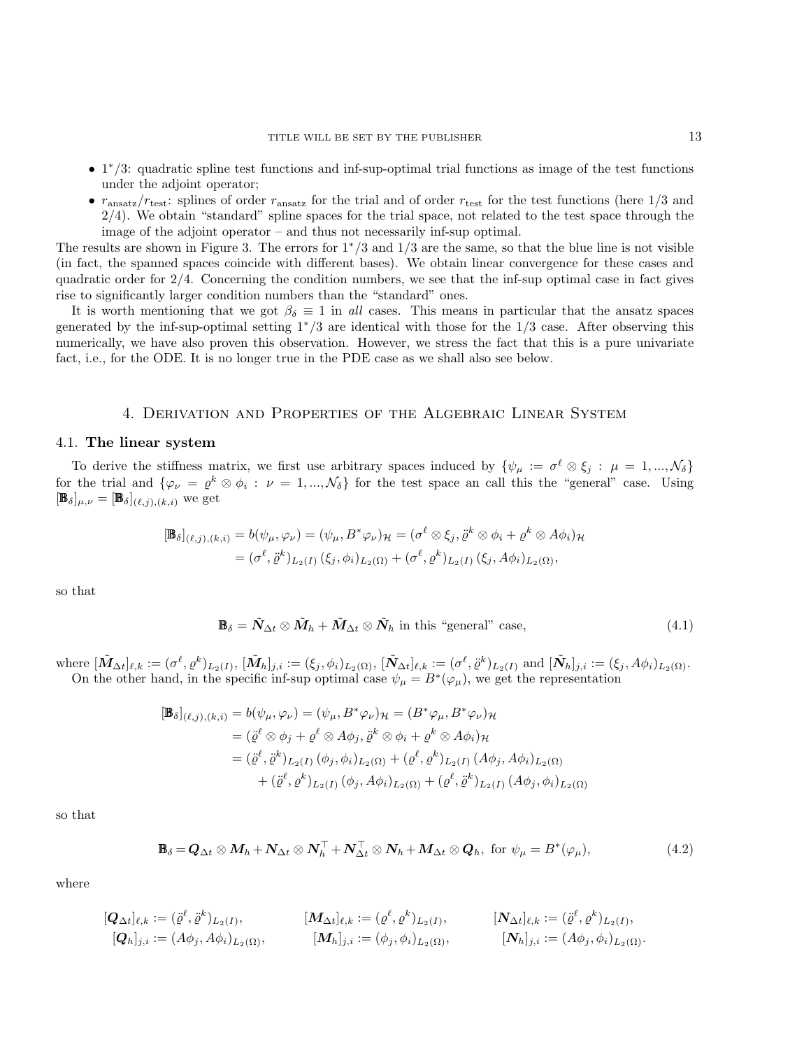- $1^*/3$: quadratic spline test functions and inf-sup-optimal trial functions as image of the test functions under the adjoint operator;
- $r_{\text{ansatz}}/r_{\text{test}}$: splines of order $r_{\text{ansatz}}$ for the trial and of order $r_{\text{test}}$ for the test functions (here 1/3 and 2/4). We obtain "standard" spline spaces for the trial space, not related to the test space through the image of the adjoint operator – and thus not necessarily inf-sup optimal.

The results are shown in Figure 3. The errors for $1^*/3$ and $1/3$ are the same, so that the blue line is not visible (in fact, the spanned spaces coincide with different bases). We obtain linear convergence for these cases and quadratic order for 2/4. Concerning the condition numbers, we see that the inf-sup optimal case in fact gives rise to significantly larger condition numbers than the "standard" ones.

It is worth mentioning that we got $\beta_\delta \equiv 1$ in *all* cases. This means in particular that the ansatz spaces generated by the inf-sup-optimal setting $1^*/3$ are identical with those for the $1/3$ case. After observing this numerically, we have also proven this observation. However, we stress the fact that this is a pure univariate fact, i.e., for the ODE. It is no longer true in the PDE case as we shall also see below.

## 4. Derivation and Properties of the Algebraic Linear System

### 4.1. The linear system

To derive the stiffness matrix, we first use arbitrary spaces induced by $\{\psi_\mu := \sigma^\ell \otimes \xi_j \,:\, \mu = 1, ..., \mathcal{N}_\delta\}$ for the trial and $\{\varphi_\nu = \varrho^k \otimes \phi_i \,:\, \nu = 1, ..., \mathcal{N}_\delta\}$ for the test space an call this the "general" case. Using $[\mathbb{B}_\delta]_{\mu,\nu} = [\mathbb{B}_\delta]_{(\ell,j),(k,i)}$ we get

$$
\begin{aligned}
[\mathbb{B}_\delta]_{(\ell,j),(k,i)} &= b(\psi_\mu, \varphi_\nu) = (\psi_\mu, B^*\varphi_\nu)_{\mathcal{H}} = (\sigma^\ell \otimes \xi_j, \ddot{\varrho}^k \otimes \phi_i + \varrho^k \otimes A\phi_i)_{\mathcal{H}} \\
&= (\sigma^\ell, \ddot{\varrho}^k)_{L_2(I)}\, (\xi_j, \phi_i)_{L_2(\Omega)} + (\sigma^\ell, \varrho^k)_{L_2(I)}\, (\xi_j, A\phi_i)_{L_2(\Omega)},
\end{aligned}
$$

so that

$$
\mathbb{B}_\delta = \tilde{\boldsymbol{N}}_{\Delta t} \otimes \tilde{\boldsymbol{M}}_h + \tilde{\boldsymbol{M}}_{\Delta t} \otimes \tilde{\boldsymbol{N}}_h \text{ in this "general" case,} \tag{4.1}
$$

where $[\tilde{\boldsymbol{M}}_{\Delta t}]_{\ell,k} := (\sigma^\ell, \varrho^k)_{L_2(I)}$, $[\tilde{\boldsymbol{M}}_h]_{j,i} := (\xi_j, \phi_i)_{L_2(\Omega)}$, $[\tilde{\boldsymbol{N}}_{\Delta t}]_{\ell,k} := (\sigma^\ell, \ddot{\varrho}^k)_{L_2(I)}$ and $[\tilde{\boldsymbol{N}}_h]_{j,i} := (\xi_j, A\phi_i)_{L_2(\Omega)}$.

On the other hand, in the specific inf-sup optimal case $\psi_\mu = B^*(\varphi_\mu)$, we get the representation

$$
\begin{aligned}
[\mathbb{B}_\delta]_{(\ell,j),(k,i)} &= b(\psi_\mu, \varphi_\nu) = (\psi_\mu, B^*\varphi_\nu)_{\mathcal{H}} = (B^*\varphi_\mu, B^*\varphi_\nu)_{\mathcal{H}} \\
&= (\ddot{\varrho}^\ell \otimes \phi_j + \varrho^\ell \otimes A\phi_j, \ddot{\varrho}^k \otimes \phi_i + \varrho^k \otimes A\phi_i)_{\mathcal{H}} \\
&= (\ddot{\varrho}^\ell, \ddot{\varrho}^k)_{L_2(I)}\, (\phi_j, \phi_i)_{L_2(\Omega)} + (\varrho^\ell, \varrho^k)_{L_2(I)}\, (A\phi_j, A\phi_i)_{L_2(\Omega)} \\
&\quad + (\ddot{\varrho}^\ell, \varrho^k)_{L_2(I)}\, (\phi_j, A\phi_i)_{L_2(\Omega)} + (\varrho^\ell, \ddot{\varrho}^k)_{L_2(I)}\, (A\phi_j, \phi_i)_{L_2(\Omega)}
\end{aligned}
$$

so that

$$
\mathbb{B}_\delta = \boldsymbol{Q}_{\Delta t} \otimes \boldsymbol{M}_h + \boldsymbol{N}_{\Delta t} \otimes \boldsymbol{N}_h^\top + \boldsymbol{N}_{\Delta t}^\top \otimes \boldsymbol{N}_h + \boldsymbol{M}_{\Delta t} \otimes \boldsymbol{Q}_h, \text{ for } \psi_\mu = B^*(\varphi_\mu), \tag{4.2}
$$

where

$$
\begin{aligned}
[\boldsymbol{Q}_{\Delta t}]_{\ell,k} &:= (\ddot{\varrho}^\ell, \ddot{\varrho}^k)_{L_2(I)}, & [\boldsymbol{M}_{\Delta t}]_{\ell,k} &:= (\varrho^\ell, \varrho^k)_{L_2(I)}, & [\boldsymbol{N}_{\Delta t}]_{\ell,k} &:= (\ddot{\varrho}^\ell, \varrho^k)_{L_2(I)}, \\
[\boldsymbol{Q}_h]_{j,i} &:= (A\phi_j, A\phi_i)_{L_2(\Omega)}, & [\boldsymbol{M}_h]_{j,i} &:= (\phi_j, \phi_i)_{L_2(\Omega)}, & [\boldsymbol{N}_h]_{j,i} &:= (A\phi_j, \phi_i)_{L_2(\Omega)}.
\end{aligned}
$$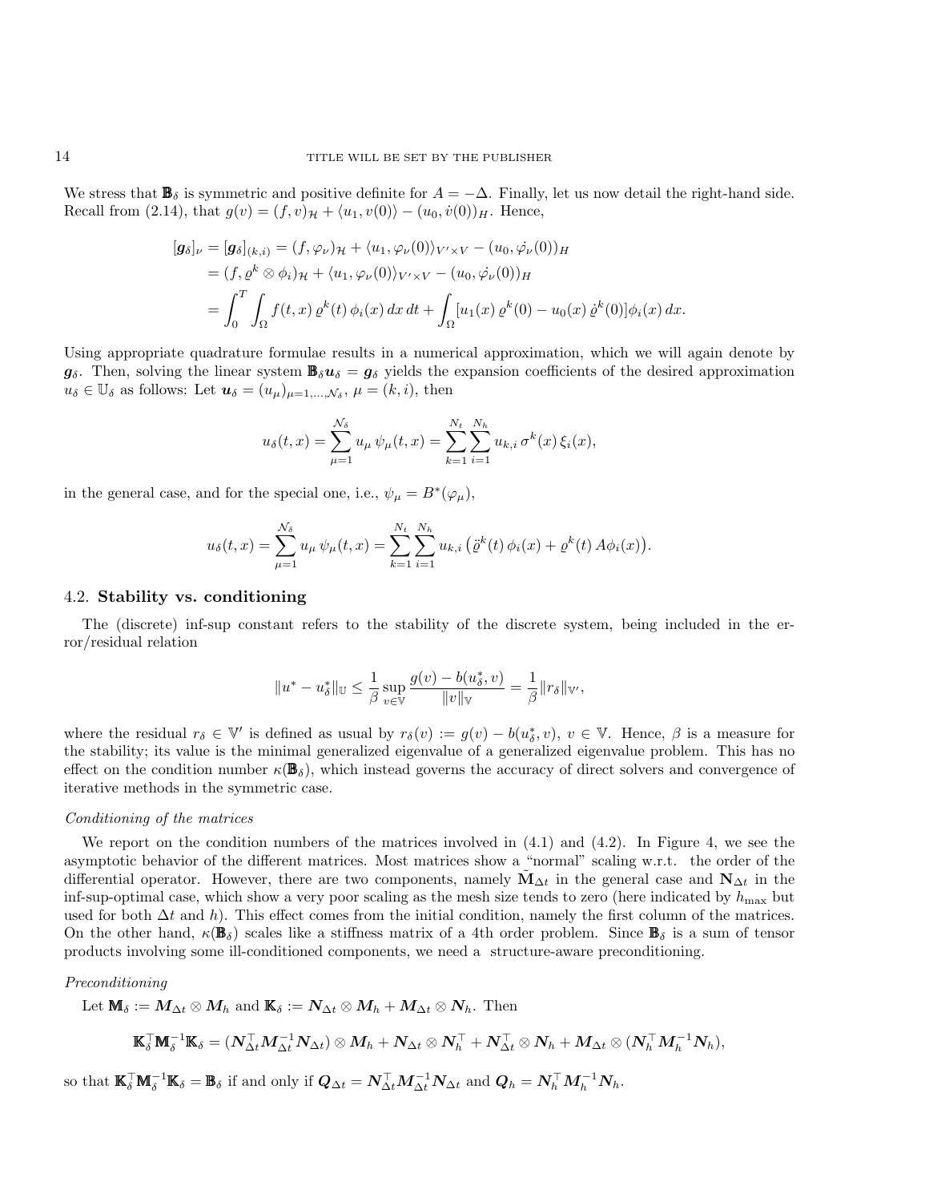We stress that $\mathbb{B}_\delta$ is symmetric and positive definite for $A = -\Delta$. Finally, let us now detail the right-hand side. Recall from (2.14), that $g(v) = (f, v)_{\mathcal{H}} + \langle u_1, v(0)\rangle - (u_0, \dot{v}(0))_H$. Hence,

$$
\begin{aligned}
[\boldsymbol{g}_\delta]_\nu = [\boldsymbol{g}_\delta]_{(k,i)} &= (f, \varphi_\nu)_{\mathcal{H}} + \langle u_1, \varphi_\nu(0)\rangle_{V'\times V} - (u_0, \dot{\varphi}_\nu(0))_H \\
&= (f, \varrho^k \otimes \phi_i)_{\mathcal{H}} + \langle u_1, \varphi_\nu(0)\rangle_{V'\times V} - (u_0, \dot{\varphi}_\nu(0))_H \\
&= \int_0^T \int_\Omega f(t,x)\, \varrho^k(t)\, \phi_i(x)\, dx\, dt + \int_\Omega [u_1(x)\, \varrho^k(0) - u_0(x)\, \dot{\varrho}^k(0)] \phi_i(x)\, dx.
\end{aligned}
$$

Using appropriate quadrature formulae results in a numerical approximation, which we will again denote by $\boldsymbol{g}_\delta$. Then, solving the linear system $\mathbb{B}_\delta \boldsymbol{u}_\delta = \boldsymbol{g}_\delta$ yields the expansion coefficients of the desired approximation $u_\delta \in \mathbb{U}_\delta$ as follows: Let $\boldsymbol{u}_\delta = (u_\mu)_{\mu=1,\dots,\mathcal{N}_\delta}$, $\mu = (k,i)$, then

$$
u_\delta(t,x) = \sum_{\mu=1}^{\mathcal{N}_\delta} u_\mu\, \psi_\mu(t,x) = \sum_{k=1}^{N_t} \sum_{i=1}^{N_h} u_{k,i}\, \sigma^k(x)\, \xi_i(x),
$$

in the general case, and for the special one, i.e., $\psi_\mu = B^*(\varphi_\mu)$,

$$
u_\delta(t,x) = \sum_{\mu=1}^{\mathcal{N}_\delta} u_\mu\, \psi_\mu(t,x) = \sum_{k=1}^{N_t} \sum_{i=1}^{N_h} u_{k,i} \left( \ddot{\varrho}^k(t)\, \phi_i(x) + \varrho^k(t)\, A\phi_i(x) \right).
$$

## 4.2. **Stability vs. conditioning**

The (discrete) inf-sup constant refers to the stability of the discrete system, being included in the error/residual relation

$$
\|u^* - u_\delta^*\|_{\mathbb{U}} \le \frac{1}{\beta} \sup_{v\in\mathbb{V}} \frac{g(v) - b(u_\delta^*, v)}{\|v\|_{\mathbb{V}}} = \frac{1}{\beta} \|r_\delta\|_{\mathbb{V}'},
$$

where the residual $r_\delta \in \mathbb{V}'$ is defined as usual by $r_\delta(v) := g(v) - b(u_\delta^*, v)$, $v \in \mathbb{V}$. Hence, $\beta$ is a measure for the stability; its value is the minimal generalized eigenvalue of a generalized eigenvalue problem. This has no effect on the condition number $\kappa(\mathbb{B}_\delta)$, which instead governs the accuracy of direct solvers and convergence of iterative methods in the symmetric case.

*Conditioning of the matrices*

We report on the condition numbers of the matrices involved in (4.1) and (4.2). In Figure 4, we see the asymptotic behavior of the different matrices. Most matrices show a "normal" scaling w.r.t. the order of the differential operator. However, there are two components, namely $\tilde{\mathbf{M}}_{\Delta t}$ in the general case and $\mathbf{N}_{\Delta t}$ in the inf-sup-optimal case, which show a very poor scaling as the mesh size tends to zero (here indicated by $h_{\max}$ but used for both $\Delta t$ and $h$). This effect comes from the initial condition, namely the first column of the matrices. On the other hand, $\kappa(\mathbb{B}_\delta)$ scales like a stiffness matrix of a 4th order problem. Since $\mathbb{B}_\delta$ is a sum of tensor products involving some ill-conditioned components, we need a structure-aware preconditioning.

*Preconditioning*

Let $\mathbb{M}_\delta := \boldsymbol{M}_{\Delta t} \otimes \boldsymbol{M}_h$ and $\mathbb{K}_\delta := \boldsymbol{N}_{\Delta t} \otimes \boldsymbol{M}_h + \boldsymbol{M}_{\Delta t} \otimes \boldsymbol{N}_h$. Then

$$
\mathbb{K}_\delta^\top \mathbb{M}_\delta^{-1} \mathbb{K}_\delta = (\boldsymbol{N}_{\Delta t}^\top \boldsymbol{M}_{\Delta t}^{-1} \boldsymbol{N}_{\Delta t}) \otimes \boldsymbol{M}_h + \boldsymbol{N}_{\Delta t} \otimes \boldsymbol{N}_h^\top + \boldsymbol{N}_{\Delta t}^\top \otimes \boldsymbol{N}_h + \boldsymbol{M}_{\Delta t} \otimes (\boldsymbol{N}_h^\top \boldsymbol{M}_h^{-1} \boldsymbol{N}_h),
$$

so that $\mathbb{K}_\delta^\top \mathbb{M}_\delta^{-1} \mathbb{K}_\delta = \mathbb{B}_\delta$ if and only if $\boldsymbol{Q}_{\Delta t} = \boldsymbol{N}_{\Delta t}^\top \boldsymbol{M}_{\Delta t}^{-1} \boldsymbol{N}_{\Delta t}$ and $\boldsymbol{Q}_h = \boldsymbol{N}_h^\top \boldsymbol{M}_h^{-1} \boldsymbol{N}_h$.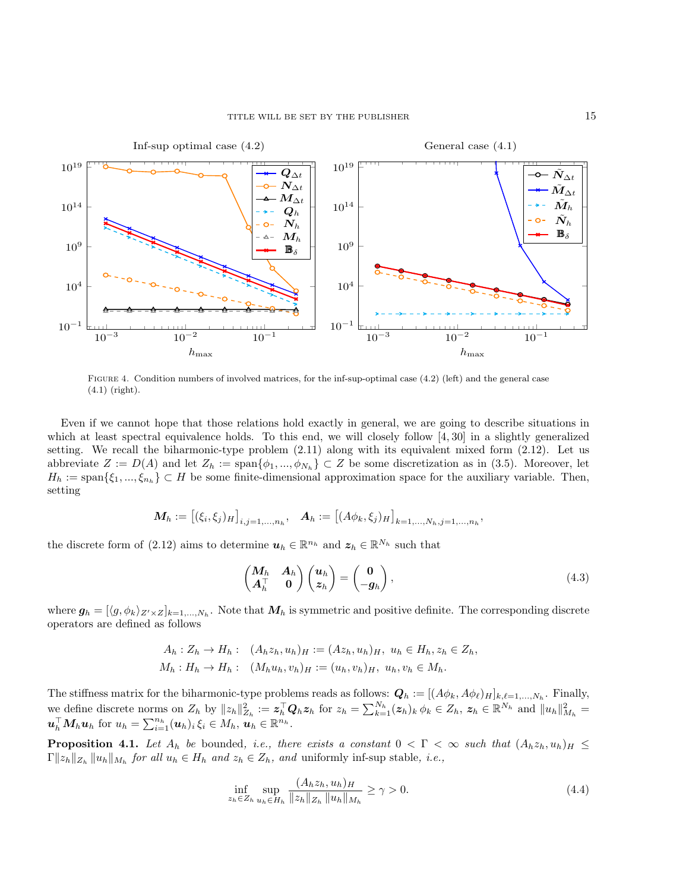FIGURE 4. Condition numbers of involved matrices, for the inf-sup-optimal case (4.2) (left) and the general case (4.1) (right).

Even if we cannot hope that those relations hold exactly in general, we are going to describe situations in which at least spectral equivalence holds. To this end, we will closely follow [4, 30] in a slightly generalized setting. We recall the biharmonic-type problem (2.11) along with its equivalent mixed form (2.12). Let us abbreviate $Z := D(A)$ and let $Z_h := \text{span}\{\phi_1, ..., \phi_{N_h}\} \subset Z$ be some discretization as in (3.5). Moreover, let $H_h := \text{span}\{\xi_1, ..., \xi_{n_h}\} \subset H$ be some finite-dimensional approximation space for the auxiliary variable. Then, setting

$$\boldsymbol{M}_h := \left[(\xi_i, \xi_j)_H\right]_{i,j=1,...,n_h}, \quad \boldsymbol{A}_h := \left[(A\phi_k, \xi_j)_H\right]_{k=1,...,N_h, j=1,...,n_h},$$

the discrete form of (2.12) aims to determine $\boldsymbol{u}_h \in \mathbb{R}^{n_h}$ and $\boldsymbol{z}_h \in \mathbb{R}^{N_h}$ such that

$$\begin{pmatrix} \boldsymbol{M}_h & \boldsymbol{A}_h \\ \boldsymbol{A}_h^\top & \boldsymbol{0} \end{pmatrix} \begin{pmatrix} \boldsymbol{u}_h \\ \boldsymbol{z}_h \end{pmatrix} = \begin{pmatrix} \boldsymbol{0} \\ -\boldsymbol{g}_h \end{pmatrix}, \tag{4.3}$$

where $\boldsymbol{g}_h = [\langle g, \phi_k \rangle_{Z' \times Z}]_{k=1,...,N_h}$. Note that $\boldsymbol{M}_h$ is symmetric and positive definite. The corresponding discrete operators are defined as follows

$$\begin{aligned} A_h : Z_h \to H_h : \quad & (A_h z_h, u_h)_H := (A z_h, u_h)_H, \ u_h \in H_h, z_h \in Z_h, \\ M_h : H_h \to H_h : \quad & (M_h u_h, v_h)_H := (u_h, v_h)_H, \ u_h, v_h \in M_h. \end{aligned}$$

The stiffness matrix for the biharmonic-type problems reads as follows: $\boldsymbol{Q}_h := [(A\phi_k, A\phi_\ell)_H]_{k,\ell=1,...,N_h}$. Finally, we define discrete norms on $Z_h$ by $\|z_h\|_{Z_h}^2 := \boldsymbol{z}_h^\top \boldsymbol{Q}_h \boldsymbol{z}_h$ for $z_h = \sum_{k=1}^{N_h} (\boldsymbol{z}_h)_k \, \phi_k \in Z_h$, $\boldsymbol{z}_h \in \mathbb{R}^{N_h}$ and $\|u_h\|_{M_h}^2 = \boldsymbol{u}_h^\top \boldsymbol{M}_h \boldsymbol{u}_h$ for $u_h = \sum_{i=1}^{n_h} (\boldsymbol{u}_h)_i \, \xi_i \in M_h$, $\boldsymbol{u}_h \in \mathbb{R}^{n_h}$.

**Proposition 4.1.** *Let $A_h$ be* bounded, *i.e., there exists a constant $0 < \Gamma < \infty$ such that $(A_h z_h, u_h)_H \leq \Gamma \|z_h\|_{Z_h} \|u_h\|_{M_h}$ for all $u_h \in H_h$ and $z_h \in Z_h$, and* uniformly inf-sup stable, *i.e.,*

$$\inf_{z_h \in Z_h} \sup_{u_h \in H_h} \frac{(A_h z_h, u_h)_H}{\|z_h\|_{Z_h} \|u_h\|_{M_h}} \geq \gamma > 0. \tag{4.4}$$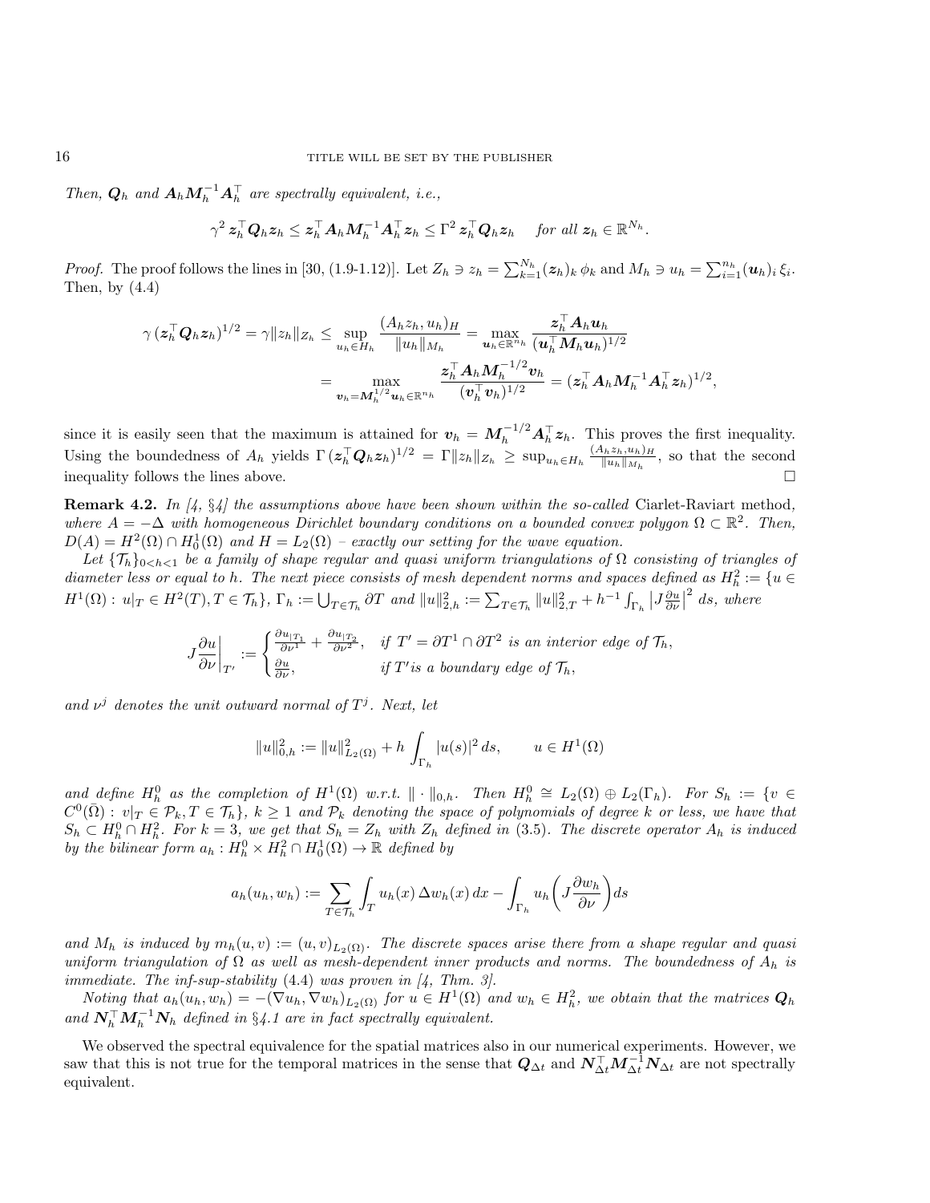*Then, $\boldsymbol{Q}_h$ and $\boldsymbol{A}_h \boldsymbol{M}_h^{-1} \boldsymbol{A}_h^\top$ are spectrally equivalent, i.e.,*

$$\gamma^2 \, \boldsymbol{z}_h^\top \boldsymbol{Q}_h \boldsymbol{z}_h \leq \boldsymbol{z}_h^\top \boldsymbol{A}_h \boldsymbol{M}_h^{-1} \boldsymbol{A}_h^\top \boldsymbol{z}_h \leq \Gamma^2 \, \boldsymbol{z}_h^\top \boldsymbol{Q}_h \boldsymbol{z}_h \quad \text{for all } \boldsymbol{z}_h \in \mathbb{R}^{N_h}.$$

*Proof.* The proof follows the lines in [30, (1.9-1.12)]. Let $Z_h \ni z_h = \sum_{k=1}^{N_h} (\boldsymbol{z}_h)_k \, \phi_k$ and $M_h \ni u_h = \sum_{i=1}^{n_h} (\boldsymbol{u}_h)_i \, \xi_i$. Then, by (4.4)

$$\begin{aligned}
\gamma \, (\boldsymbol{z}_h^\top \boldsymbol{Q}_h \boldsymbol{z}_h)^{1/2} = \gamma \|z_h\|_{Z_h} &\leq \sup_{u_h \in H_h} \frac{(A_h z_h, u_h)_H}{\|u_h\|_{M_h}} = \max_{\boldsymbol{u}_h \in \mathbb{R}^{n_h}} \frac{\boldsymbol{z}_h^\top \boldsymbol{A}_h \boldsymbol{u}_h}{(\boldsymbol{u}_h^\top \boldsymbol{M}_h \boldsymbol{u}_h)^{1/2}} \\
&= \max_{\boldsymbol{v}_h = \boldsymbol{M}_h^{1/2} \boldsymbol{u}_h \in \mathbb{R}^{n_h}} \frac{\boldsymbol{z}_h^\top \boldsymbol{A}_h \boldsymbol{M}_h^{-1/2} \boldsymbol{v}_h}{(\boldsymbol{v}_h^\top \boldsymbol{v}_h)^{1/2}} = (\boldsymbol{z}_h^\top \boldsymbol{A}_h \boldsymbol{M}_h^{-1} \boldsymbol{A}_h^\top \boldsymbol{z}_h)^{1/2},
\end{aligned}$$

since it is easily seen that the maximum is attained for $\boldsymbol{v}_h = \boldsymbol{M}_h^{-1/2} \boldsymbol{A}_h^\top \boldsymbol{z}_h$. This proves the first inequality. Using the boundedness of $A_h$ yields $\Gamma \, (\boldsymbol{z}_h^\top \boldsymbol{Q}_h \boldsymbol{z}_h)^{1/2} = \Gamma \|z_h\|_{Z_h} \geq \sup_{u_h \in H_h} \frac{(A_h z_h, u_h)_H}{\|u_h\|_{M_h}}$, so that the second inequality follows the lines above. $\square$

**Remark 4.2.** *In [4, §4] the assumptions above have been shown within the so-called* Ciarlet-Raviart method*, where $A = -\Delta$ with homogeneous Dirichlet boundary conditions on a bounded convex polygon $\Omega \subset \mathbb{R}^2$. Then, $D(A) = H^2(\Omega) \cap H_0^1(\Omega)$ and $H = L_2(\Omega)$ – exactly our setting for the wave equation.*

*Let $\{\mathcal{T}_h\}_{0<h<1}$ be a family of shape regular and quasi uniform triangulations of $\Omega$ consisting of triangles of diameter less or equal to $h$. The next piece consists of mesh dependent norms and spaces defined as $H_h^2 := \{u \in H^1(\Omega) : u|_T \in H^2(T), T \in \mathcal{T}_h\}$, $\Gamma_h := \bigcup_{T \in \mathcal{T}_h} \partial T$ and $\|u\|_{2,h}^2 := \sum_{T \in \mathcal{T}_h} \|u\|_{2,T}^2 + h^{-1} \int_{\Gamma_h} \left| J \frac{\partial u}{\partial \nu} \right|^2 ds$, where*

$$J \frac{\partial u}{\partial \nu}\bigg|_{T'} := \begin{cases} \frac{\partial u_{|T_1}}{\partial \nu^1} + \frac{\partial u_{|T_2}}{\partial \nu^2}, & \text{if } T' = \partial T^1 \cap \partial T^2 \text{ is an interior edge of } \mathcal{T}_h, \\ \frac{\partial u}{\partial \nu}, & \text{if } T' \text{is a boundary edge of } \mathcal{T}_h, \end{cases}$$

*and $\nu^j$ denotes the unit outward normal of $T^j$. Next, let*

$$\|u\|_{0,h}^2 := \|u\|_{L_2(\Omega)}^2 + h \int_{\Gamma_h} |u(s)|^2 \, ds, \qquad u \in H^1(\Omega)$$

*and define $H_h^0$ as the completion of $H^1(\Omega)$ w.r.t. $\| \cdot \|_{0,h}$. Then $H_h^0 \cong L_2(\Omega) \oplus L_2(\Gamma_h)$. For $S_h := \{v \in C^0(\bar{\Omega}) : v|_T \in \mathcal{P}_k, T \in \mathcal{T}_h\}$, $k \geq 1$ and $\mathcal{P}_k$ denoting the space of polynomials of degree $k$ or less, we have that $S_h \subset H_h^0 \cap H_h^2$. For $k = 3$, we get that $S_h = Z_h$ with $Z_h$ defined in (3.5). The discrete operator $A_h$ is induced by the bilinear form $a_h : H_h^0 \times H_h^2 \cap H_0^1(\Omega) \to \mathbb{R}$ defined by*

$$a_h(u_h, w_h) := \sum_{T \in \mathcal{T}_h} \int_T u_h(x) \, \Delta w_h(x) \, dx - \int_{\Gamma_h} u_h \bigg( J \frac{\partial w_h}{\partial \nu} \bigg) ds$$

*and $M_h$ is induced by $m_h(u, v) := (u, v)_{L_2(\Omega)}$. The discrete spaces arise there from a shape regular and quasi uniform triangulation of $\Omega$ as well as mesh-dependent inner products and norms. The boundedness of $A_h$ is immediate. The inf-sup-stability (4.4) was proven in [4, Thm. 3].*

*Noting that $a_h(u_h, w_h) = -(\nabla u_h, \nabla w_h)_{L_2(\Omega)}$ for $u \in H^1(\Omega)$ and $w_h \in H_h^2$, we obtain that the matrices $\boldsymbol{Q}_h$ and $\boldsymbol{N}_h^\top \boldsymbol{M}_h^{-1} \boldsymbol{N}_h$ defined in §4.1 are in fact spectrally equivalent.*

We observed the spectral equivalence for the spatial matrices also in our numerical experiments. However, we saw that this is not true for the temporal matrices in the sense that $\boldsymbol{Q}_{\Delta t}$ and $\boldsymbol{N}_{\Delta t}^\top \boldsymbol{M}_{\Delta t}^{-1} \boldsymbol{N}_{\Delta t}$ are not spectrally equivalent.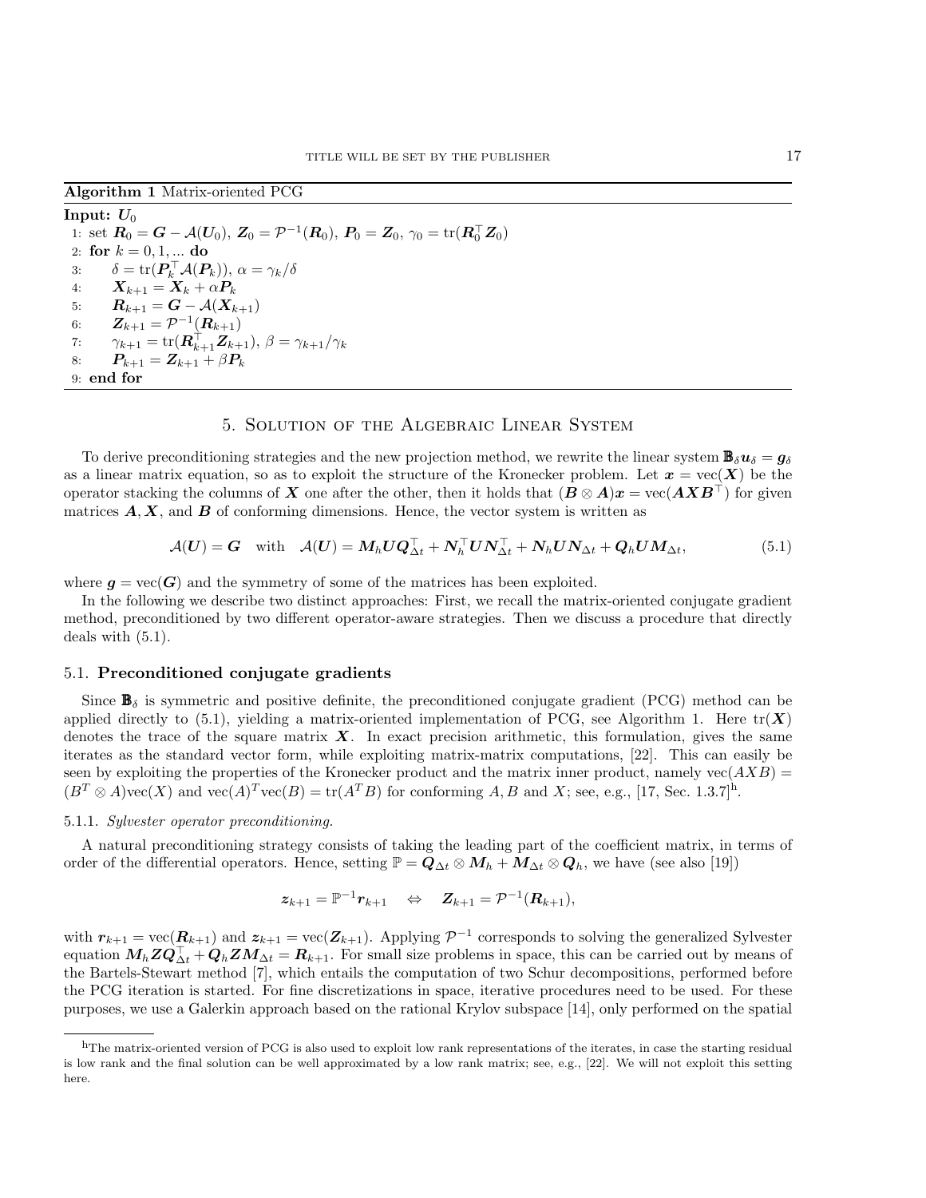**Algorithm 1** Matrix-oriented PCG

**Input:** $\boldsymbol{U}_0$

1: set $\boldsymbol{R}_0 = \boldsymbol{G} - \mathcal{A}(\boldsymbol{U}_0)$, $\boldsymbol{Z}_0 = \mathcal{P}^{-1}(\boldsymbol{R}_0)$, $\boldsymbol{P}_0 = \boldsymbol{Z}_0$, $\gamma_0 = \mathrm{tr}(\boldsymbol{R}_0^\top \boldsymbol{Z}_0)$
2: **for** $k = 0, 1, \ldots$ **do**
3: $\quad \delta = \mathrm{tr}(\boldsymbol{P}_k^\top \mathcal{A}(\boldsymbol{P}_k))$, $\alpha = \gamma_k/\delta$
4: $\quad \boldsymbol{X}_{k+1} = \boldsymbol{X}_k + \alpha \boldsymbol{P}_k$
5: $\quad \boldsymbol{R}_{k+1} = \boldsymbol{G} - \mathcal{A}(\boldsymbol{X}_{k+1})$
6: $\quad \boldsymbol{Z}_{k+1} = \mathcal{P}^{-1}(\boldsymbol{R}_{k+1})$
7: $\quad \gamma_{k+1} = \mathrm{tr}(\boldsymbol{R}_{k+1}^\top \boldsymbol{Z}_{k+1})$, $\beta = \gamma_{k+1}/\gamma_k$
8: $\quad \boldsymbol{P}_{k+1} = \boldsymbol{Z}_{k+1} + \beta \boldsymbol{P}_k$
9: **end for**

## 5. Solution of the Algebraic Linear System

To derive preconditioning strategies and the new projection method, we rewrite the linear system $\mathbb{B}_\delta \boldsymbol{u}_\delta = \boldsymbol{g}_\delta$ as a linear matrix equation, so as to exploit the structure of the Kronecker problem. Let $\boldsymbol{x} = \mathrm{vec}(\boldsymbol{X})$ be the operator stacking the columns of $\boldsymbol{X}$ one after the other, then it holds that $(\boldsymbol{B} \otimes \boldsymbol{A})\boldsymbol{x} = \mathrm{vec}(\boldsymbol{A}\boldsymbol{X}\boldsymbol{B}^\top)$ for given matrices $\boldsymbol{A}, \boldsymbol{X}$, and $\boldsymbol{B}$ of conforming dimensions. Hence, the vector system is written as

$$\mathcal{A}(\boldsymbol{U}) = \boldsymbol{G} \quad \text{with} \quad \mathcal{A}(\boldsymbol{U}) = \boldsymbol{M}_h \boldsymbol{U} \boldsymbol{Q}_{\Delta t}^\top + \boldsymbol{N}_h^\top \boldsymbol{U} \boldsymbol{N}_{\Delta t}^\top + \boldsymbol{N}_h \boldsymbol{U} \boldsymbol{N}_{\Delta t} + \boldsymbol{Q}_h \boldsymbol{U} \boldsymbol{M}_{\Delta t}, \tag{5.1}$$

where $\boldsymbol{g} = \mathrm{vec}(\boldsymbol{G})$ and the symmetry of some of the matrices has been exploited.

In the following we describe two distinct approaches: First, we recall the matrix-oriented conjugate gradient method, preconditioned by two different operator-aware strategies. Then we discuss a procedure that directly deals with (5.1).

### 5.1. Preconditioned conjugate gradients

Since $\mathbb{B}_\delta$ is symmetric and positive definite, the preconditioned conjugate gradient (PCG) method can be applied directly to (5.1), yielding a matrix-oriented implementation of PCG, see Algorithm 1. Here $\mathrm{tr}(\boldsymbol{X})$ denotes the trace of the square matrix $\boldsymbol{X}$. In exact precision arithmetic, this formulation, gives the same iterates as the standard vector form, while exploiting matrix-matrix computations, [22]. This can easily be seen by exploiting the properties of the Kronecker product and the matrix inner product, namely $\mathrm{vec}(AXB) = (B^T \otimes A)\mathrm{vec}(X)$ and $\mathrm{vec}(A)^T \mathrm{vec}(B) = \mathrm{tr}(A^T B)$ for conforming $A, B$ and $X$; see, e.g., [17, Sec. 1.3.7][h].

#### 5.1.1. *Sylvester operator preconditioning.*

A natural preconditioning strategy consists of taking the leading part of the coefficient matrix, in terms of order of the differential operators. Hence, setting $\mathbb{P} = \boldsymbol{Q}_{\Delta t} \otimes \boldsymbol{M}_h + \boldsymbol{M}_{\Delta t} \otimes \boldsymbol{Q}_h$, we have (see also [19])

$$\boldsymbol{z}_{k+1} = \mathbb{P}^{-1} \boldsymbol{r}_{k+1} \quad \Leftrightarrow \quad \boldsymbol{Z}_{k+1} = \mathcal{P}^{-1}(\boldsymbol{R}_{k+1}),$$

with $\boldsymbol{r}_{k+1} = \mathrm{vec}(\boldsymbol{R}_{k+1})$ and $\boldsymbol{z}_{k+1} = \mathrm{vec}(\boldsymbol{Z}_{k+1})$. Applying $\mathcal{P}^{-1}$ corresponds to solving the generalized Sylvester equation $\boldsymbol{M}_h \boldsymbol{Z} \boldsymbol{Q}_{\Delta t}^\top + \boldsymbol{Q}_h \boldsymbol{Z} \boldsymbol{M}_{\Delta t} = \boldsymbol{R}_{k+1}$. For small size problems in space, this can be carried out by means of the Bartels-Stewart method [7], which entails the computation of two Schur decompositions, performed before the PCG iteration is started. For fine discretizations in space, iterative procedures need to be used. For these purposes, we use a Galerkin approach based on the rational Krylov subspace [14], only performed on the spatial

[h]The matrix-oriented version of PCG is also used to exploit low rank representations of the iterates, in case the starting residual is low rank and the final solution can be well approximated by a low rank matrix; see, e.g., [22]. We will not exploit this setting here.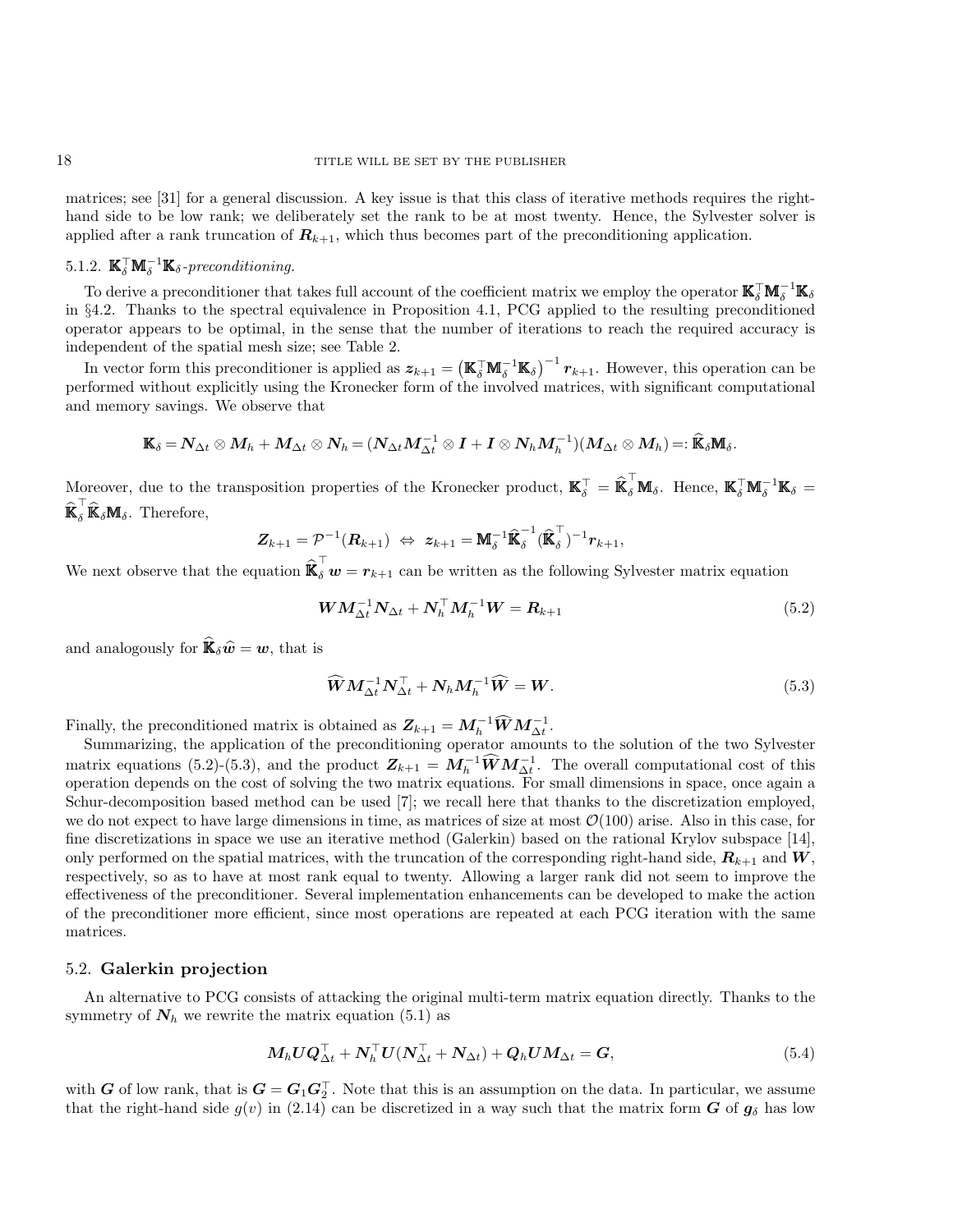matrices; see [31] for a general discussion. A key issue is that this class of iterative methods requires the right-hand side to be low rank; we deliberately set the rank to be at most twenty. Hence, the Sylvester solver is applied after a rank truncation of $\boldsymbol{R}_{k+1}$, which thus becomes part of the preconditioning application.

#### 5.1.2. $\mathbb{K}_\delta^\top \mathbb{M}_\delta^{-1} \mathbb{K}_\delta$-*preconditioning.*

To derive a preconditioner that takes full account of the coefficient matrix we employ the operator $\mathbb{K}_\delta^\top \mathbb{M}_\delta^{-1} \mathbb{K}_\delta$ in §4.2. Thanks to the spectral equivalence in Proposition 4.1, PCG applied to the resulting preconditioned operator appears to be optimal, in the sense that the number of iterations to reach the required accuracy is independent of the spatial mesh size; see Table 2.

In vector form this preconditioner is applied as $\boldsymbol{z}_{k+1} = \left(\mathbb{K}_\delta^\top \mathbb{M}_\delta^{-1} \mathbb{K}_\delta\right)^{-1} \boldsymbol{r}_{k+1}$. However, this operation can be performed without explicitly using the Kronecker form of the involved matrices, with significant computational and memory savings. We observe that

$$\mathbb{K}_\delta = \boldsymbol{N}_{\Delta t} \otimes \boldsymbol{M}_h + \boldsymbol{M}_{\Delta t} \otimes \boldsymbol{N}_h = (\boldsymbol{N}_{\Delta t} \boldsymbol{M}_{\Delta t}^{-1} \otimes \boldsymbol{I} + \boldsymbol{I} \otimes \boldsymbol{N}_h \boldsymbol{M}_h^{-1})(\boldsymbol{M}_{\Delta t} \otimes \boldsymbol{M}_h) =: \widehat{\mathbb{K}}_\delta \mathbb{M}_\delta.$$

Moreover, due to the transposition properties of the Kronecker product, $\mathbb{K}_\delta^\top = \widehat{\mathbb{K}}_\delta^\top \mathbb{M}_\delta$. Hence, $\mathbb{K}_\delta^\top \mathbb{M}_\delta^{-1} \mathbb{K}_\delta = \widehat{\mathbb{K}}_\delta^\top \widehat{\mathbb{K}}_\delta \mathbb{M}_\delta$. Therefore,

$$\boldsymbol{Z}_{k+1} = \mathcal{P}^{-1}(\boldsymbol{R}_{k+1}) \;\Leftrightarrow\; \boldsymbol{z}_{k+1} = \mathbb{M}_\delta^{-1} \widehat{\mathbb{K}}_\delta^{-1} (\widehat{\mathbb{K}}_\delta^\top)^{-1} \boldsymbol{r}_{k+1},$$

We next observe that the equation $\widehat{\mathbb{K}}_\delta^\top \boldsymbol{w} = \boldsymbol{r}_{k+1}$ can be written as the following Sylvester matrix equation

$$\boldsymbol{W} \boldsymbol{M}_{\Delta t}^{-1} \boldsymbol{N}_{\Delta t} + \boldsymbol{N}_h^\top \boldsymbol{M}_h^{-1} \boldsymbol{W} = \boldsymbol{R}_{k+1} \tag{5.2}$$

and analogously for $\widehat{\mathbb{K}}_\delta \widehat{\boldsymbol{w}} = \boldsymbol{w}$, that is

$$\widehat{\boldsymbol{W}} \boldsymbol{M}_{\Delta t}^{-1} \boldsymbol{N}_{\Delta t}^\top + \boldsymbol{N}_h \boldsymbol{M}_h^{-1} \widehat{\boldsymbol{W}} = \boldsymbol{W}. \tag{5.3}$$

Finally, the preconditioned matrix is obtained as $\boldsymbol{Z}_{k+1} = \boldsymbol{M}_h^{-1} \widehat{\boldsymbol{W}} \boldsymbol{M}_{\Delta t}^{-1}$.

Summarizing, the application of the preconditioning operator amounts to the solution of the two Sylvester matrix equations (5.2)-(5.3), and the product $\boldsymbol{Z}_{k+1} = \boldsymbol{M}_h^{-1} \widehat{\boldsymbol{W}} \boldsymbol{M}_{\Delta t}^{-1}$. The overall computational cost of this operation depends on the cost of solving the two matrix equations. For small dimensions in space, once again a Schur-decomposition based method can be used [7]; we recall here that thanks to the discretization employed, we do not expect to have large dimensions in time, as matrices of size at most $\mathcal{O}(100)$ arise. Also in this case, for fine discretizations in space we use an iterative method (Galerkin) based on the rational Krylov subspace [14], only performed on the spatial matrices, with the truncation of the corresponding right-hand side, $\boldsymbol{R}_{k+1}$ and $\boldsymbol{W}$, respectively, so as to have at most rank equal to twenty. Allowing a larger rank did not seem to improve the effectiveness of the preconditioner. Several implementation enhancements can be developed to make the action of the preconditioner more efficient, since most operations are repeated at each PCG iteration with the same matrices.

### 5.2. **Galerkin projection**

An alternative to PCG consists of attacking the original multi-term matrix equation directly. Thanks to the symmetry of $\boldsymbol{N}_h$ we rewrite the matrix equation (5.1) as

$$\boldsymbol{M}_h \boldsymbol{U} \boldsymbol{Q}_{\Delta t}^\top + \boldsymbol{N}_h^\top \boldsymbol{U} (\boldsymbol{N}_{\Delta t}^\top + \boldsymbol{N}_{\Delta t}) + \boldsymbol{Q}_h \boldsymbol{U} \boldsymbol{M}_{\Delta t} = \boldsymbol{G}, \tag{5.4}$$

with $\boldsymbol{G}$ of low rank, that is $\boldsymbol{G} = \boldsymbol{G}_1 \boldsymbol{G}_2^\top$. Note that this is an assumption on the data. In particular, we assume that the right-hand side $g(v)$ in (2.14) can be discretized in a way such that the matrix form $\boldsymbol{G}$ of $\boldsymbol{g}_\delta$ has low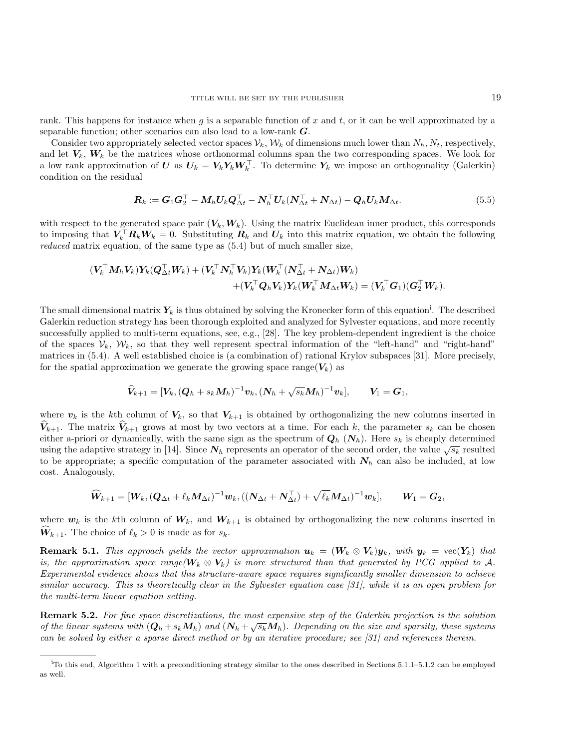rank. This happens for instance when $g$ is a separable function of $x$ and $t$, or it can be well approximated by a separable function; other scenarios can also lead to a low-rank $\boldsymbol{G}$.

Consider two appropriately selected vector spaces $\mathcal{V}_k$, $\mathcal{W}_k$ of dimensions much lower than $N_h, N_t$, respectively, and let $\boldsymbol{V}_k$, $\boldsymbol{W}_k$ be the matrices whose orthonormal columns span the two corresponding spaces. We look for a low rank approximation of $\boldsymbol{U}$ as $\boldsymbol{U}_k = \boldsymbol{V}_k \boldsymbol{Y}_k \boldsymbol{W}_k^\top$. To determine $\boldsymbol{Y}_k$ we impose an orthogonality (Galerkin) condition on the residual

$$\boldsymbol{R}_k := \boldsymbol{G}_1 \boldsymbol{G}_2^\top - \boldsymbol{M}_h \boldsymbol{U}_k \boldsymbol{Q}_{\Delta t}^\top - \boldsymbol{N}_h^\top \boldsymbol{U}_k (\boldsymbol{N}_{\Delta t}^\top + \boldsymbol{N}_{\Delta t}) - \boldsymbol{Q}_h \boldsymbol{U}_k \boldsymbol{M}_{\Delta t}. \tag{5.5}$$

with respect to the generated space pair $(\boldsymbol{V}_k, \boldsymbol{W}_k)$. Using the matrix Euclidean inner product, this corresponds to imposing that $\boldsymbol{V}_k^\top \boldsymbol{R}_k \boldsymbol{W}_k = 0$. Substituting $\boldsymbol{R}_k$ and $\boldsymbol{U}_k$ into this matrix equation, we obtain the following *reduced* matrix equation, of the same type as (5.4) but of much smaller size,

$$\begin{aligned}(\boldsymbol{V}_k^\top \boldsymbol{M}_h \boldsymbol{V}_k)\boldsymbol{Y}_k(\boldsymbol{Q}_{\Delta t}^\top \boldsymbol{W}_k) + (\boldsymbol{V}_k^\top \boldsymbol{N}_h^\top \boldsymbol{V}_k)\boldsymbol{Y}_k(\boldsymbol{W}_k^\top(\boldsymbol{N}_{\Delta t}^\top + \boldsymbol{N}_{\Delta t})\boldsymbol{W}_k)& \\ +(\boldsymbol{V}_k^\top \boldsymbol{Q}_h \boldsymbol{V}_k)\boldsymbol{Y}_k(\boldsymbol{W}_k^\top \boldsymbol{M}_{\Delta t}\boldsymbol{W}_k) &= (\boldsymbol{V}_k^\top \boldsymbol{G}_1)(\boldsymbol{G}_2^\top \boldsymbol{W}_k).\end{aligned}$$

The small dimensional matrix $\boldsymbol{Y}_k$ is thus obtained by solving the Kronecker form of this equation[i]. The described Galerkin reduction strategy has been thorough exploited and analyzed for Sylvester equations, and more recently successfully applied to multi-term equations, see, e.g., [28]. The key problem-dependent ingredient is the choice of the spaces $\mathcal{V}_k$, $\mathcal{W}_k$, so that they well represent spectral information of the "left-hand" and "right-hand" matrices in (5.4). A well established choice is (a combination of) rational Krylov subspaces [31]. More precisely, for the spatial approximation we generate the growing space range($\boldsymbol{V}_k$) as

$$\widehat{\boldsymbol{V}}_{k+1} = [\boldsymbol{V}_k, (\boldsymbol{Q}_h + s_k \boldsymbol{M}_h)^{-1}\boldsymbol{v}_k, (\boldsymbol{N}_h + \sqrt{s_k}\boldsymbol{M}_h)^{-1}\boldsymbol{v}_k], \qquad \boldsymbol{V}_1 = \boldsymbol{G}_1,$$

where $\boldsymbol{v}_k$ is the $k$th column of $\boldsymbol{V}_k$, so that $\boldsymbol{V}_{k+1}$ is obtained by orthogonalizing the new columns inserted in $\widehat{\boldsymbol{V}}_{k+1}$. The matrix $\widehat{\boldsymbol{V}}_{k+1}$ grows at most by two vectors at a time. For each $k$, the parameter $s_k$ can be chosen either a-priori or dynamically, with the same sign as the spectrum of $\boldsymbol{Q}_h$ ($\boldsymbol{N}_h$). Here $s_k$ is cheaply determined using the adaptive strategy in [14]. Since $\boldsymbol{N}_h$ represents an operator of the second order, the value $\sqrt{s_k}$ resulted to be appropriate; a specific computation of the parameter associated with $\boldsymbol{N}_h$ can also be included, at low cost. Analogously,

$$\widehat{\boldsymbol{W}}_{k+1} = [\boldsymbol{W}_k, (\boldsymbol{Q}_{\Delta t} + \ell_k \boldsymbol{M}_{\Delta t})^{-1}\boldsymbol{w}_k, ((\boldsymbol{N}_{\Delta t} + \boldsymbol{N}_{\Delta t}^\top) + \sqrt{\ell_k}\boldsymbol{M}_{\Delta t})^{-1}\boldsymbol{w}_k], \qquad \boldsymbol{W}_1 = \boldsymbol{G}_2,$$

where $\boldsymbol{w}_k$ is the $k$th column of $\boldsymbol{W}_k$, and $\boldsymbol{W}_{k+1}$ is obtained by orthogonalizing the new columns inserted in $\widehat{\boldsymbol{W}}_{k+1}$. The choice of $\ell_k > 0$ is made as for $s_k$.

**Remark 5.1.** *This approach yields the vector approximation $\boldsymbol{u}_k = (\boldsymbol{W}_k \otimes \boldsymbol{V}_k)\boldsymbol{y}_k$, with $\boldsymbol{y}_k = \mathrm{vec}(\boldsymbol{Y}_k)$ that is, the approximation space range($\boldsymbol{W}_k \otimes \boldsymbol{V}_k$) is more structured than that generated by PCG applied to $\mathcal{A}$. Experimental evidence shows that this structure-aware space requires significantly smaller dimension to achieve similar accuracy. This is theoretically clear in the Sylvester equation case [31], while it is an open problem for the multi-term linear equation setting.*

**Remark 5.2.** *For fine space discretizations, the most expensive step of the Galerkin projection is the solution of the linear systems with $(\boldsymbol{Q}_h + s_k \boldsymbol{M}_h)$ and $(\boldsymbol{N}_h + \sqrt{s_k}\boldsymbol{M}_h)$. Depending on the size and sparsity, these systems can be solved by either a sparse direct method or by an iterative procedure; see [31] and references therein.*

---

[i] To this end, Algorithm 1 with a preconditioning strategy similar to the ones described in Sections 5.1.1–5.1.2 can be employed as well.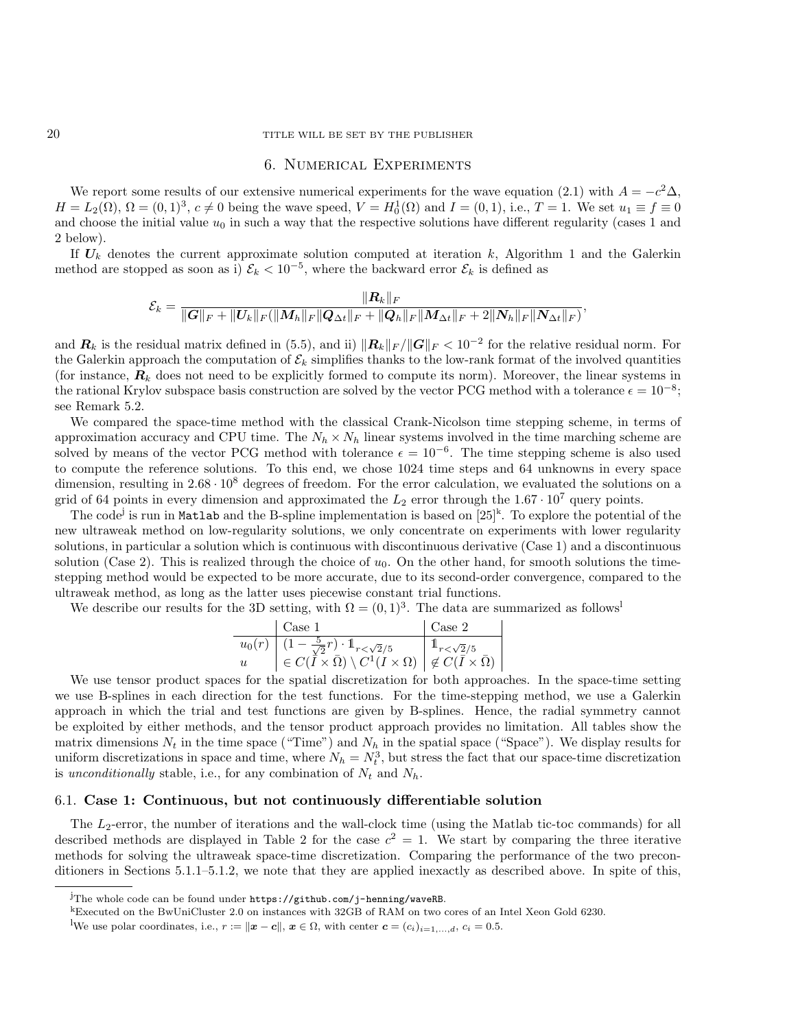## 6. Numerical Experiments

We report some results of our extensive numerical experiments for the wave equation (2.1) with $A = -c^2\Delta$, $H = L_2(\Omega)$, $\Omega = (0,1)^3$, $c \neq 0$ being the wave speed, $V = H_0^1(\Omega)$ and $I = (0,1)$, i.e., $T = 1$. We set $u_1 \equiv f \equiv 0$ and choose the initial value $u_0$ in such a way that the respective solutions have different regularity (cases 1 and 2 below).

If $\boldsymbol{U}_k$ denotes the current approximate solution computed at iteration $k$, Algorithm 1 and the Galerkin method are stopped as soon as i) $\mathcal{E}_k < 10^{-5}$, where the backward error $\mathcal{E}_k$ is defined as

$$\mathcal{E}_k = \frac{\|\boldsymbol{R}_k\|_F}{\|\boldsymbol{G}\|_F + \|\boldsymbol{U}_k\|_F(\|\boldsymbol{M}_h\|_F\|\boldsymbol{Q}_{\Delta t}\|_F + \|\boldsymbol{Q}_h\|_F\|\boldsymbol{M}_{\Delta t}\|_F + 2\|\boldsymbol{N}_h\|_F\|\boldsymbol{N}_{\Delta t}\|_F)},$$

and $\boldsymbol{R}_k$ is the residual matrix defined in (5.5), and ii) $\|\boldsymbol{R}_k\|_F/\|\boldsymbol{G}\|_F < 10^{-2}$ for the relative residual norm. For the Galerkin approach the computation of $\mathcal{E}_k$ simplifies thanks to the low-rank format of the involved quantities (for instance, $\boldsymbol{R}_k$ does not need to be explicitly formed to compute its norm). Moreover, the linear systems in the rational Krylov subspace basis construction are solved by the vector PCG method with a tolerance $\epsilon = 10^{-8}$; see Remark 5.2.

We compared the space-time method with the classical Crank-Nicolson time stepping scheme, in terms of approximation accuracy and CPU time. The $N_h \times N_h$ linear systems involved in the time marching scheme are solved by means of the vector PCG method with tolerance $\epsilon = 10^{-6}$. The time stepping scheme is also used to compute the reference solutions. To this end, we chose 1024 time steps and 64 unknowns in every space dimension, resulting in $2.68 \cdot 10^8$ degrees of freedom. For the error calculation, we evaluated the solutions on a grid of 64 points in every dimension and approximated the $L_2$ error through the $1.67 \cdot 10^7$ query points.

The code[j] is run in `Matlab` and the B-spline implementation is based on [25][k]. To explore the potential of the new ultraweak method on low-regularity solutions, we only concentrate on experiments with lower regularity solutions, in particular a solution which is continuous with discontinuous derivative (Case 1) and a discontinuous solution (Case 2). This is realized through the choice of $u_0$. On the other hand, for smooth solutions the time-stepping method would be expected to be more accurate, due to its second-order convergence, compared to the ultraweak method, as long as the latter uses piecewise constant trial functions.

We describe our results for the 3D setting, with $\Omega = (0,1)^3$. The data are summarized as follows[l]

| | Case 1 | Case 2 |
|---|---|---|
| $u_0(r)$ | $(1 - \frac{5}{\sqrt{2}}r) \cdot \mathbb{1}_{r<\sqrt{2}/5}$ | $\mathbb{1}_{r<\sqrt{2}/5}$ |
| $u$ | $\in C(\bar{I} \times \bar{\Omega}) \setminus C^1(I \times \Omega)$ | $\notin C(\bar{I} \times \bar{\Omega})$ |

We use tensor product spaces for the spatial discretization for both approaches. In the space-time setting we use B-splines in each direction for the test functions. For the time-stepping method, we use a Galerkin approach in which the trial and test functions are given by B-splines. Hence, the radial symmetry cannot be exploited by either methods, and the tensor product approach provides no limitation. All tables show the matrix dimensions $N_t$ in the time space ("Time") and $N_h$ in the spatial space ("Space"). We display results for uniform discretizations in space and time, where $N_h = N_t^3$, but stress the fact that our space-time discretization is *unconditionally* stable, i.e., for any combination of $N_t$ and $N_h$.

### 6.1. Case 1: Continuous, but not continuously differentiable solution

The $L_2$-error, the number of iterations and the wall-clock time (using the Matlab tic-toc commands) for all described methods are displayed in Table 2 for the case $c^2 = 1$. We start by comparing the three iterative methods for solving the ultraweak space-time discretization. Comparing the performance of the two preconditioners in Sections 5.1.1–5.1.2, we note that they are applied inexactly as described above. In spite of this,

---

[j] The whole code can be found under https://github.com/j-henning/waveRB.

[k] Executed on the BwUniCluster 2.0 on instances with 32GB of RAM on two cores of an Intel Xeon Gold 6230.

[l] We use polar coordinates, i.e., $r := \|\boldsymbol{x} - \boldsymbol{c}\|$, $\boldsymbol{x} \in \Omega$, with center $\boldsymbol{c} = (c_i)_{i=1,\dots,d}$, $c_i = 0.5$.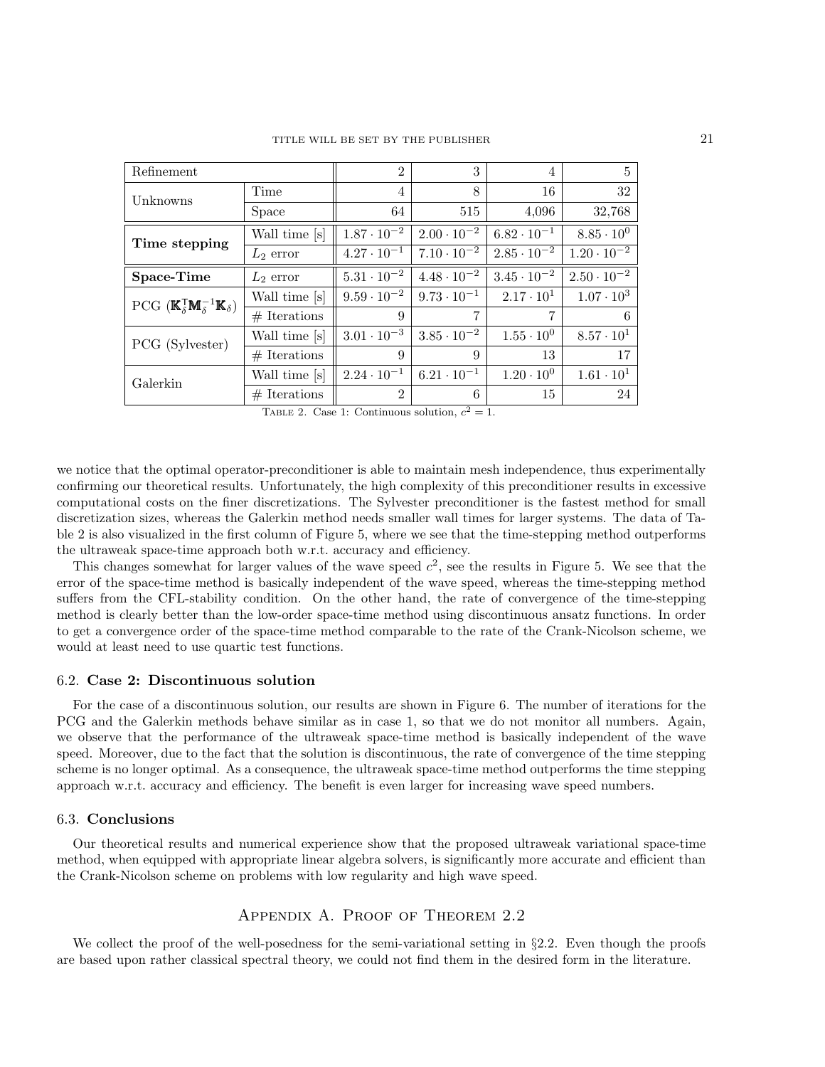| Refinement | | 2 | 3 | 4 | 5 |
|---|---|---|---|---|---|
| Unknowns | Time | 4 | 8 | 16 | 32 |
| | Space | 64 | 515 | 4,096 | 32,768 |
| **Time stepping** | Wall time [s] | $1.87 \cdot 10^{-2}$ | $2.00 \cdot 10^{-2}$ | $6.82 \cdot 10^{-1}$ | $8.85 \cdot 10^{0}$ |
| | $L_2$ error | $4.27 \cdot 10^{-1}$ | $7.10 \cdot 10^{-2}$ | $2.85 \cdot 10^{-2}$ | $1.20 \cdot 10^{-2}$ |
| **Space-Time** | $L_2$ error | $5.31 \cdot 10^{-2}$ | $4.48 \cdot 10^{-2}$ | $3.45 \cdot 10^{-2}$ | $2.50 \cdot 10^{-2}$ |
| PCG ($\mathbb{K}_\delta^\intercal \mathbf{M}_\delta^{-1} \mathbb{K}_\delta$) | Wall time [s] | $9.59 \cdot 10^{-2}$ | $9.73 \cdot 10^{-1}$ | $2.17 \cdot 10^{1}$ | $1.07 \cdot 10^{3}$ |
| | # Iterations | 9 | 7 | 7 | 6 |
| PCG (Sylvester) | Wall time [s] | $3.01 \cdot 10^{-3}$ | $3.85 \cdot 10^{-2}$ | $1.55 \cdot 10^{0}$ | $8.57 \cdot 10^{1}$ |
| | # Iterations | 9 | 9 | 13 | 17 |
| Galerkin | Wall time [s] | $2.24 \cdot 10^{-1}$ | $6.21 \cdot 10^{-1}$ | $1.20 \cdot 10^{0}$ | $1.61 \cdot 10^{1}$ |
| | # Iterations | 2 | 6 | 15 | 24 |

Table 2. Case 1: Continuous solution, $c^2 = 1$.

we notice that the optimal operator-preconditioner is able to maintain mesh independence, thus experimentally confirming our theoretical results. Unfortunately, the high complexity of this preconditioner results in excessive computational costs on the finer discretizations. The Sylvester preconditioner is the fastest method for small discretization sizes, whereas the Galerkin method needs smaller wall times for larger systems. The data of Table 2 is also visualized in the first column of Figure 5, where we see that the time-stepping method outperforms the ultraweak space-time approach both w.r.t. accuracy and efficiency.

This changes somewhat for larger values of the wave speed $c^2$, see the results in Figure 5. We see that the error of the space-time method is basically independent of the wave speed, whereas the time-stepping method suffers from the CFL-stability condition. On the other hand, the rate of convergence of the time-stepping method is clearly better than the low-order space-time method using discontinuous ansatz functions. In order to get a convergence order of the space-time method comparable to the rate of the Crank-Nicolson scheme, we would at least need to use quartic test functions.

### 6.2. **Case 2: Discontinuous solution**

For the case of a discontinuous solution, our results are shown in Figure 6. The number of iterations for the PCG and the Galerkin methods behave similar as in case 1, so that we do not monitor all numbers. Again, we observe that the performance of the ultraweak space-time method is basically independent of the wave speed. Moreover, due to the fact that the solution is discontinuous, the rate of convergence of the time stepping scheme is no longer optimal. As a consequence, the ultraweak space-time method outperforms the time stepping approach w.r.t. accuracy and efficiency. The benefit is even larger for increasing wave speed numbers.

### 6.3. **Conclusions**

Our theoretical results and numerical experience show that the proposed ultraweak variational space-time method, when equipped with appropriate linear algebra solvers, is significantly more accurate and efficient than the Crank-Nicolson scheme on problems with low regularity and high wave speed.

## Appendix A. Proof of Theorem 2.2

We collect the proof of the well-posedness for the semi-variational setting in §2.2. Even though the proofs are based upon rather classical spectral theory, we could not find them in the desired form in the literature.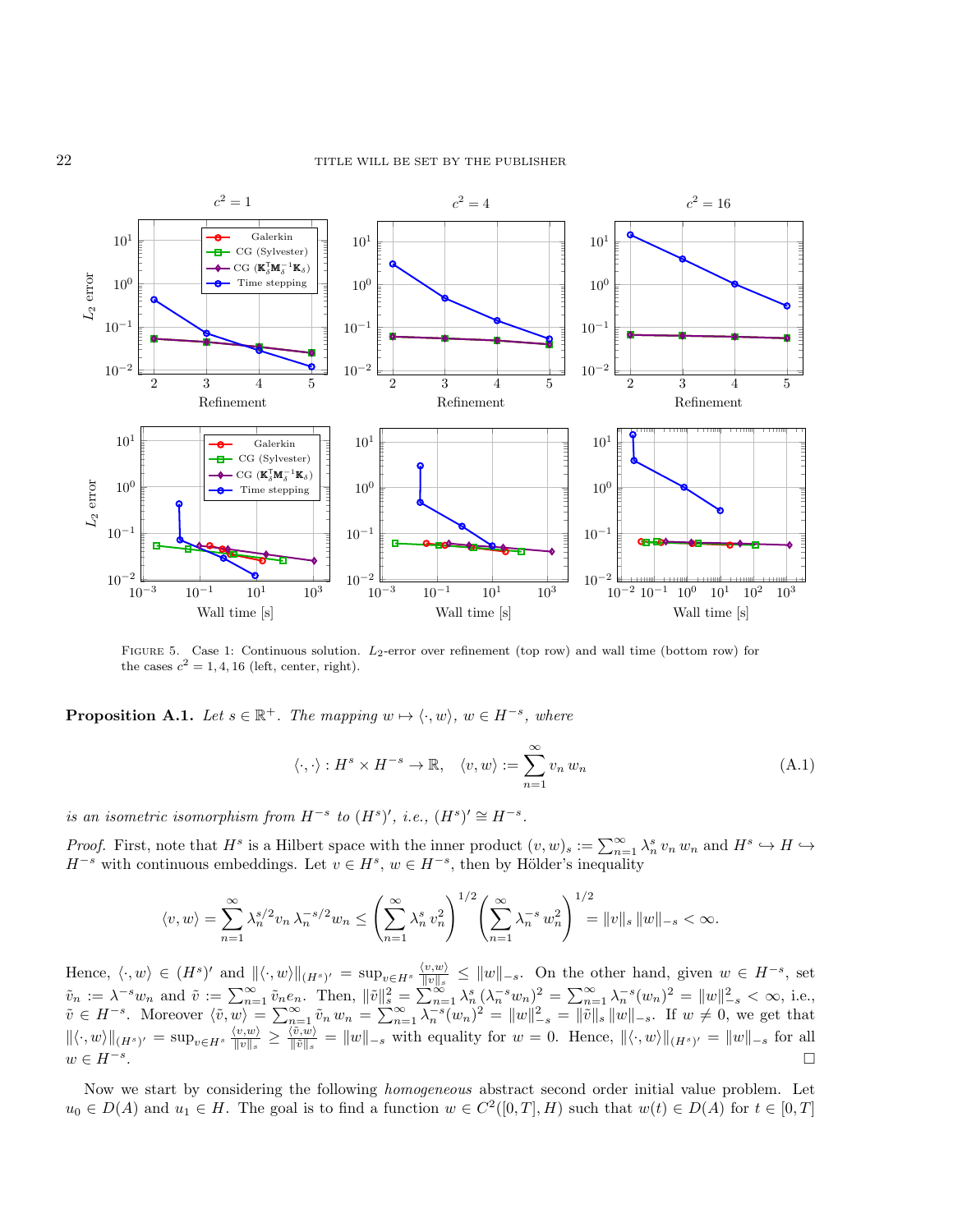FIGURE 5. Case 1: Continuous solution. $L_2$-error over refinement (top row) and wall time (bottom row) for the cases $c^2 = 1, 4, 16$ (left, center, right).

**Proposition A.1.** *Let $s \in \mathbb{R}^+$. The mapping $w \mapsto \langle \cdot, w \rangle$, $w \in H^{-s}$, where*

$$\langle \cdot, \cdot \rangle : H^s \times H^{-s} \to \mathbb{R}, \quad \langle v, w \rangle := \sum_{n=1}^{\infty} v_n \, w_n \tag{A.1}$$

*is an isometric isomorphism from $H^{-s}$ to $(H^s)'$, i.e., $(H^s)' \cong H^{-s}$.*

*Proof.* First, note that $H^s$ is a Hilbert space with the inner product $(v, w)_s := \sum_{n=1}^{\infty} \lambda_n^s \, v_n \, w_n$ and $H^s \hookrightarrow H \hookrightarrow H^{-s}$ with continuous embeddings. Let $v \in H^s$, $w \in H^{-s}$, then by Hölder's inequality

$$\langle v, w \rangle = \sum_{n=1}^{\infty} \lambda_n^{s/2} v_n \, \lambda_n^{-s/2} w_n \leq \left( \sum_{n=1}^{\infty} \lambda_n^s \, v_n^2 \right)^{1/2} \left( \sum_{n=1}^{\infty} \lambda_n^{-s} \, w_n^2 \right)^{1/2} = \|v\|_s \, \|w\|_{-s} < \infty.$$

Hence, $\langle \cdot, w \rangle \in (H^s)'$ and $\|\langle \cdot, w \rangle\|_{(H^s)'} = \sup_{v \in H^s} \frac{\langle v, w \rangle}{\|v\|_s} \leq \|w\|_{-s}$. On the other hand, given $w \in H^{-s}$, set $\tilde{v}_n := \lambda^{-s} w_n$ and $\tilde{v} := \sum_{n=1}^{\infty} \tilde{v}_n e_n$. Then, $\|\tilde{v}\|_s^2 = \sum_{n=1}^{\infty} \lambda_n^s \, (\lambda_n^{-s} w_n)^2 = \sum_{n=1}^{\infty} \lambda_n^{-s} (w_n)^2 = \|w\|_{-s}^2 < \infty$, i.e., $\tilde{v} \in H^{-s}$. Moreover $\langle \tilde{v}, w \rangle = \sum_{n=1}^{\infty} \tilde{v}_n \, w_n = \sum_{n=1}^{\infty} \lambda_n^{-s} (w_n)^2 = \|w\|_{-s}^2 = \|\tilde{v}\|_s \, \|w\|_{-s}$. If $w \neq 0$, we get that $\|\langle \cdot, w \rangle\|_{(H^s)'} = \sup_{v \in H^s} \frac{\langle v, w \rangle}{\|v\|_s} \geq \frac{\langle \tilde{v}, w \rangle}{\|\tilde{v}\|_s} = \|w\|_{-s}$ with equality for $w = 0$. Hence, $\|\langle \cdot, w \rangle\|_{(H^s)'} = \|w\|_{-s}$ for all $w \in H^{-s}$. □

Now we start by considering the following *homogeneous* abstract second order initial value problem. Let $u_0 \in D(A)$ and $u_1 \in H$. The goal is to find a function $w \in C^2([0, T], H)$ such that $w(t) \in D(A)$ for $t \in [0, T]$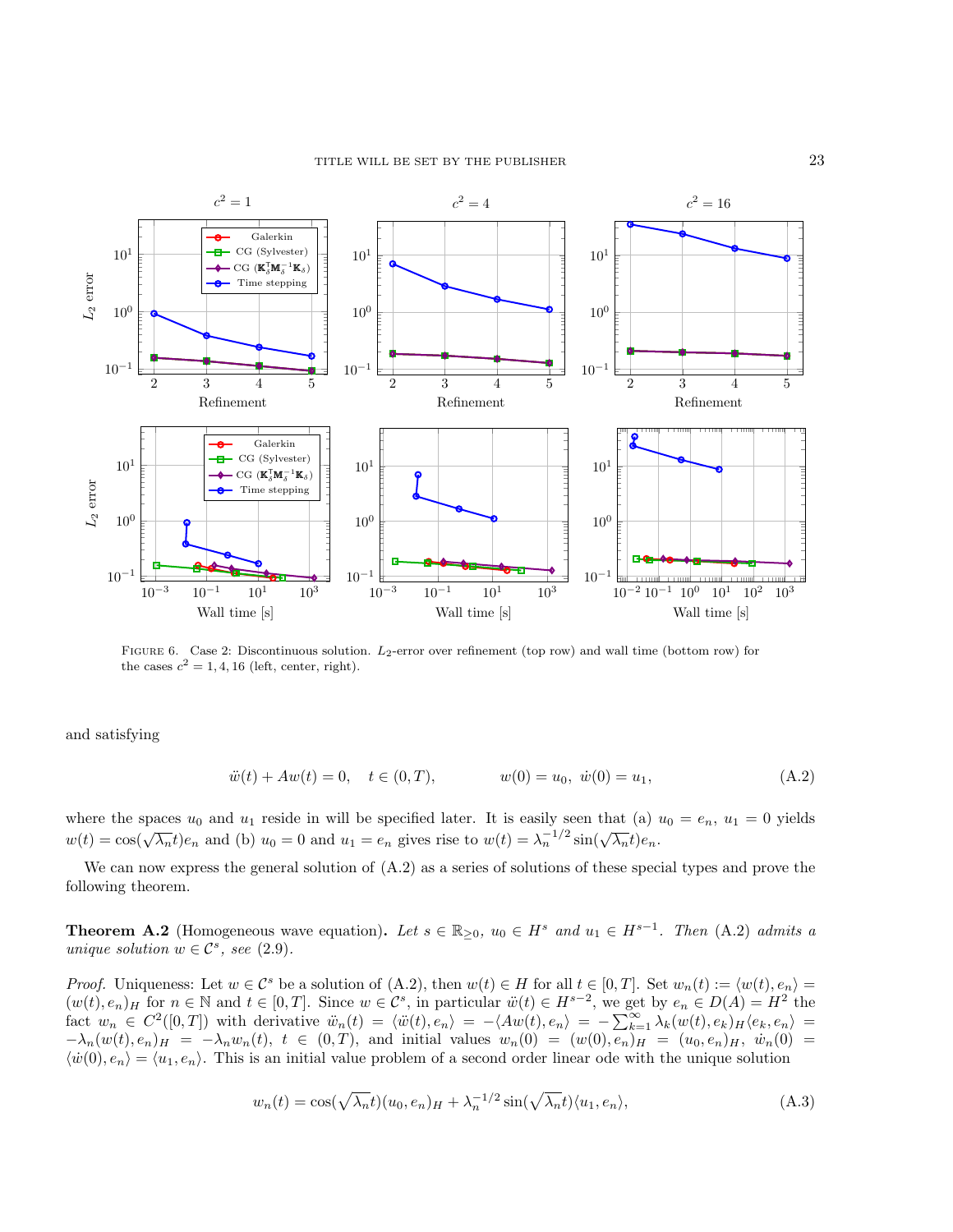FIGURE 6. Case 2: Discontinuous solution. $L_2$-error over refinement (top row) and wall time (bottom row) for the cases $c^2 = 1, 4, 16$ (left, center, right).

and satisfying

$$\ddot{w}(t) + Aw(t) = 0, \quad t \in (0,T), \qquad\qquad w(0) = u_0,\ \dot{w}(0) = u_1, \tag{A.2}$$

where the spaces $u_0$ and $u_1$ reside in will be specified later. It is easily seen that (a) $u_0 = e_n$, $u_1 = 0$ yields $w(t) = \cos(\sqrt{\lambda_n}t)e_n$ and (b) $u_0 = 0$ and $u_1 = e_n$ gives rise to $w(t) = \lambda_n^{-1/2}\sin(\sqrt{\lambda_n}t)e_n$.

We can now express the general solution of (A.2) as a series of solutions of these special types and prove the following theorem.

**Theorem A.2** (Homogeneous wave equation)**.** *Let $s \in \mathbb{R}_{\geq 0}$, $u_0 \in H^s$ and $u_1 \in H^{s-1}$. Then* (A.2) *admits a unique solution $w \in \mathcal{C}^s$, see* (2.9)*.*

*Proof.* Uniqueness: Let $w \in \mathcal{C}^s$ be a solution of (A.2), then $w(t) \in H$ for all $t \in [0,T]$. Set $w_n(t) := \langle w(t), e_n\rangle = (w(t), e_n)_H$ for $n \in \mathbb{N}$ and $t \in [0,T]$. Since $w \in \mathcal{C}^s$, in particular $\ddot{w}(t) \in H^{s-2}$, we get by $e_n \in D(A) = H^2$ the fact $w_n \in C^2([0,T])$ with derivative $\ddot{w}_n(t) = \langle \ddot{w}(t), e_n\rangle = -\langle Aw(t), e_n\rangle = -\sum_{k=1}^{\infty} \lambda_k (w(t), e_k)_H \langle e_k, e_n\rangle = -\lambda_n (w(t), e_n)_H = -\lambda_n w_n(t)$, $t \in (0,T)$, and initial values $w_n(0) = (w(0), e_n)_H = (u_0, e_n)_H$, $\dot{w}_n(0) = \langle \dot{w}(0), e_n\rangle = \langle u_1, e_n\rangle$. This is an initial value problem of a second order linear ode with the unique solution

$$w_n(t) = \cos(\sqrt{\lambda_n}t)(u_0, e_n)_H + \lambda_n^{-1/2}\sin(\sqrt{\lambda_n}t)\langle u_1, e_n\rangle, \tag{A.3}$$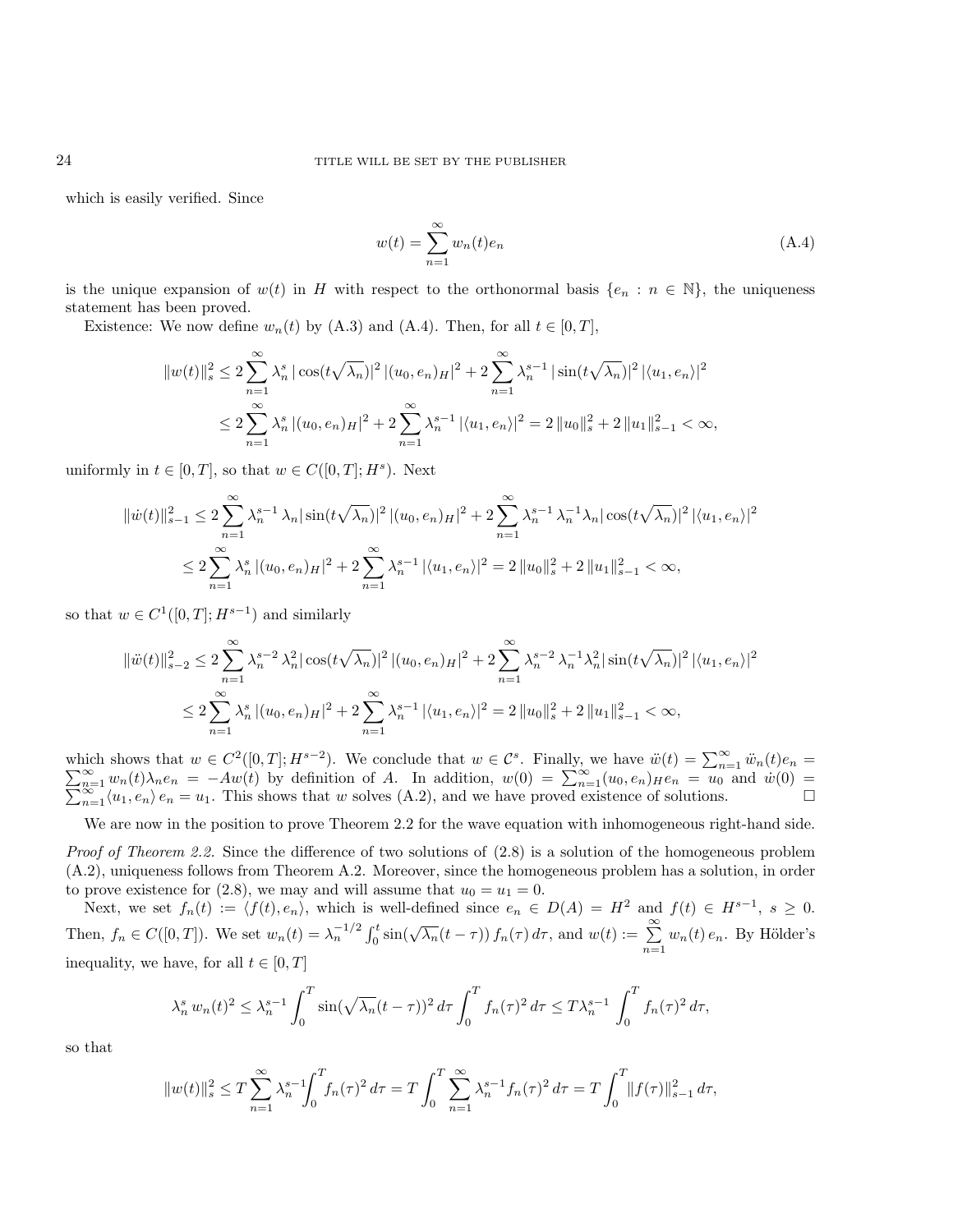which is easily verified. Since

$$w(t) = \sum_{n=1}^{\infty} w_n(t) e_n \tag{A.4}$$

is the unique expansion of $w(t)$ in $H$ with respect to the orthonormal basis $\{e_n : n \in \mathbb{N}\}$, the uniqueness statement has been proved.

Existence: We now define $w_n(t)$ by (A.3) and (A.4). Then, for all $t \in [0, T]$,

$$\begin{aligned}
\|w(t)\|_s^2 &\leq 2 \sum_{n=1}^{\infty} \lambda_n^s \,|\cos(t\sqrt{\lambda_n})|^2 \,|(u_0, e_n)_H|^2 + 2 \sum_{n=1}^{\infty} \lambda_n^{s-1} \,|\sin(t\sqrt{\lambda_n})|^2 \,|\langle u_1, e_n\rangle|^2 \\
&\leq 2 \sum_{n=1}^{\infty} \lambda_n^s \,|(u_0, e_n)_H|^2 + 2 \sum_{n=1}^{\infty} \lambda_n^{s-1} \,|\langle u_1, e_n\rangle|^2 = 2\,\|u_0\|_s^2 + 2\,\|u_1\|_{s-1}^2 < \infty,
\end{aligned}$$

uniformly in $t \in [0, T]$, so that $w \in C([0, T]; H^s)$. Next

$$\begin{aligned}
\|\dot{w}(t)\|_{s-1}^2 &\leq 2 \sum_{n=1}^{\infty} \lambda_n^{s-1} \,\lambda_n |\sin(t\sqrt{\lambda_n})|^2 \,|(u_0, e_n)_H|^2 + 2 \sum_{n=1}^{\infty} \lambda_n^{s-1} \,\lambda_n^{-1} \lambda_n |\cos(t\sqrt{\lambda_n})|^2 \,|\langle u_1, e_n\rangle|^2 \\
&\leq 2 \sum_{n=1}^{\infty} \lambda_n^s \,|(u_0, e_n)_H|^2 + 2 \sum_{n=1}^{\infty} \lambda_n^{s-1} \,|\langle u_1, e_n\rangle|^2 = 2\,\|u_0\|_s^2 + 2\,\|u_1\|_{s-1}^2 < \infty,
\end{aligned}$$

so that $w \in C^1([0, T]; H^{s-1})$ and similarly

$$\begin{aligned}
\|\ddot{w}(t)\|_{s-2}^2 &\leq 2 \sum_{n=1}^{\infty} \lambda_n^{s-2} \,\lambda_n^2 |\cos(t\sqrt{\lambda_n})|^2 \,|(u_0, e_n)_H|^2 + 2 \sum_{n=1}^{\infty} \lambda_n^{s-2} \,\lambda_n^{-1} \lambda_n^2 |\sin(t\sqrt{\lambda_n})|^2 \,|\langle u_1, e_n\rangle|^2 \\
&\leq 2 \sum_{n=1}^{\infty} \lambda_n^s \,|(u_0, e_n)_H|^2 + 2 \sum_{n=1}^{\infty} \lambda_n^{s-1} \,|\langle u_1, e_n\rangle|^2 = 2\,\|u_0\|_s^2 + 2\,\|u_1\|_{s-1}^2 < \infty,
\end{aligned}$$

which shows that $w \in C^2([0, T]; H^{s-2})$. We conclude that $w \in \mathcal{C}^s$. Finally, we have $\ddot{w}(t) = \sum_{n=1}^{\infty} \ddot{w}_n(t) e_n = \sum_{n=1}^{\infty} w_n(t) \lambda_n e_n = -Aw(t)$ by definition of $A$. In addition, $w(0) = \sum_{n=1}^{\infty} (u_0, e_n)_H e_n = u_0$ and $\dot{w}(0) = \sum_{n=1}^{\infty} \langle u_1, e_n\rangle\, e_n = u_1$. This shows that $w$ solves (A.2), and we have proved existence of solutions. $\square$

We are now in the position to prove Theorem 2.2 for the wave equation with inhomogeneous right-hand side.

*Proof of Theorem 2.2.* Since the difference of two solutions of (2.8) is a solution of the homogeneous problem (A.2), uniqueness follows from Theorem A.2. Moreover, since the homogeneous problem has a solution, in order to prove existence for (2.8), we may and will assume that $u_0 = u_1 = 0$.

Next, we set $f_n(t) := \langle f(t), e_n\rangle$, which is well-defined since $e_n \in D(A) = H^2$ and $f(t) \in H^{s-1}$, $s \geq 0$. Then, $f_n \in C([0, T])$. We set $w_n(t) = \lambda_n^{-1/2} \int_0^t \sin(\sqrt{\lambda_n}(t - \tau))\, f_n(\tau)\, d\tau$, and $w(t) := \sum_{n=1}^{\infty} w_n(t)\, e_n$. By Hölder's inequality, we have, for all $t \in [0, T]$

$$\lambda_n^s \, w_n(t)^2 \leq \lambda_n^{s-1} \int_0^T \sin(\sqrt{\lambda_n}(t - \tau))^2 \, d\tau \int_0^T f_n(\tau)^2 \, d\tau \leq T \lambda_n^{s-1} \int_0^T f_n(\tau)^2 \, d\tau,$$

so that

$$\|w(t)\|_s^2 \leq T \sum_{n=1}^{\infty} \lambda_n^{s-1} \int_0^T f_n(\tau)^2 \, d\tau = T \int_0^T \sum_{n=1}^{\infty} \lambda_n^{s-1} f_n(\tau)^2 \, d\tau = T \int_0^T \|f(\tau)\|_{s-1}^2 \, d\tau,$$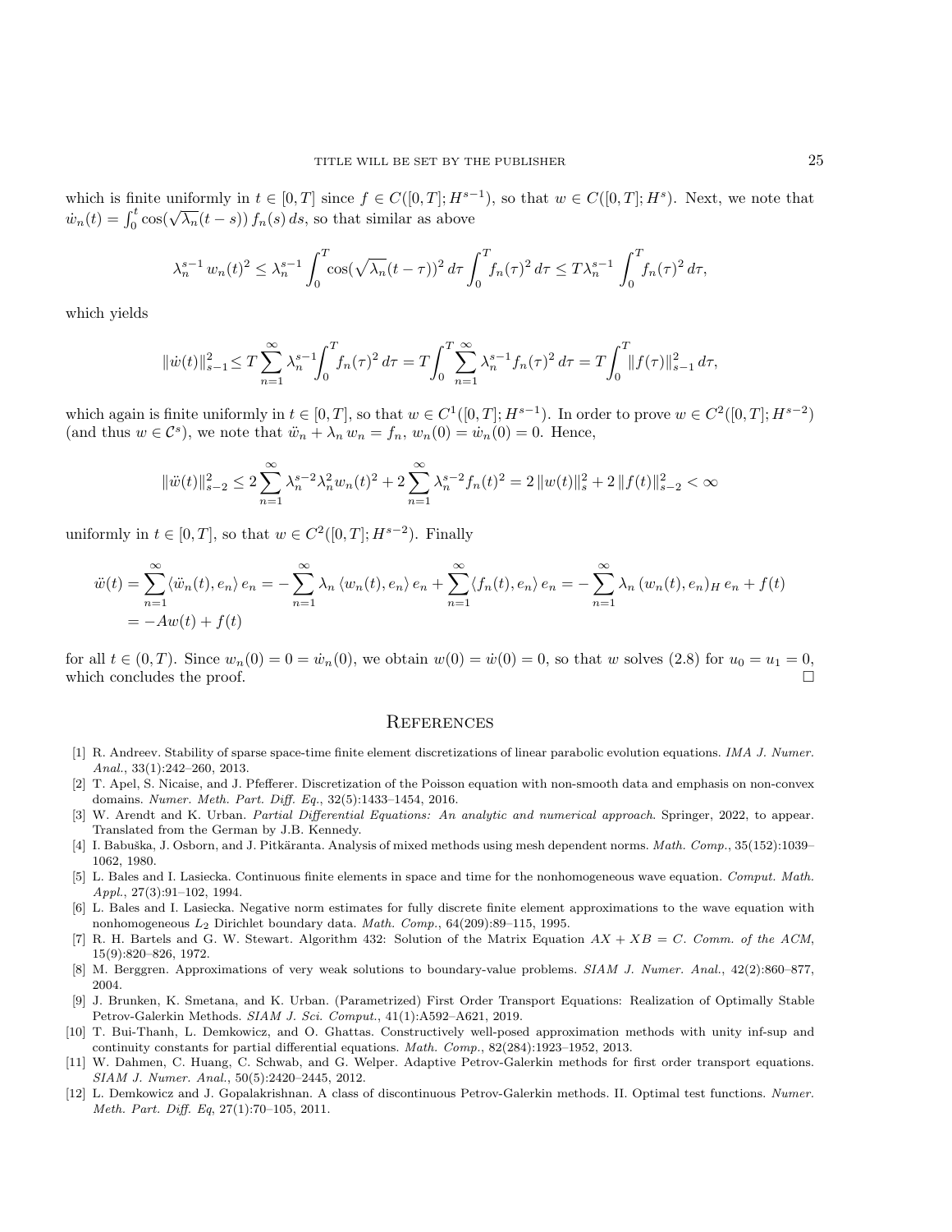which is finite uniformly in $t \in [0,T]$ since $f \in C([0,T]; H^{s-1})$, so that $w \in C([0,T]; H^s)$. Next, we note that $\dot{w}_n(t) = \int_0^t \cos(\sqrt{\lambda_n}(t-s))\, f_n(s)\, ds$, so that similar as above

$$\lambda_n^{s-1}\, w_n(t)^2 \leq \lambda_n^{s-1} \int_0^T \cos(\sqrt{\lambda_n}(t-\tau))^2\, d\tau \int_0^T f_n(\tau)^2\, d\tau \leq T \lambda_n^{s-1} \int_0^T f_n(\tau)^2\, d\tau,$$

which yields

$$\|\dot{w}(t)\|_{s-1}^2 \leq T \sum_{n=1}^{\infty} \lambda_n^{s-1} \int_0^T f_n(\tau)^2\, d\tau = T \int_0^T \sum_{n=1}^{\infty} \lambda_n^{s-1} f_n(\tau)^2\, d\tau = T \int_0^T \|f(\tau)\|_{s-1}^2\, d\tau,$$

which again is finite uniformly in $t \in [0,T]$, so that $w \in C^1([0,T]; H^{s-1})$. In order to prove $w \in C^2([0,T]; H^{s-2})$ (and thus $w \in \mathcal{C}^s$), we note that $\ddot{w}_n + \lambda_n\, w_n = f_n$, $w_n(0) = \dot{w}_n(0) = 0$. Hence,

$$\|\ddot{w}(t)\|_{s-2}^2 \leq 2 \sum_{n=1}^{\infty} \lambda_n^{s-2} \lambda_n^2 w_n(t)^2 + 2 \sum_{n=1}^{\infty} \lambda_n^{s-2} f_n(t)^2 = 2\, \|w(t)\|_s^2 + 2\, \|f(t)\|_{s-2}^2 < \infty$$

uniformly in $t \in [0,T]$, so that $w \in C^2([0,T]; H^{s-2})$. Finally

$$\begin{aligned}
\ddot{w}(t) &= \sum_{n=1}^{\infty} \langle \ddot{w}_n(t), e_n \rangle\, e_n = -\sum_{n=1}^{\infty} \lambda_n\, \langle w_n(t), e_n \rangle\, e_n + \sum_{n=1}^{\infty} \langle f_n(t), e_n \rangle\, e_n = -\sum_{n=1}^{\infty} \lambda_n\, (w_n(t), e_n)_H\, e_n + f(t) \\
&= -Aw(t) + f(t)
\end{aligned}$$

for all $t \in (0,T)$. Since $w_n(0) = 0 = \dot{w}_n(0)$, we obtain $w(0) = \dot{w}(0) = 0$, so that $w$ solves (2.8) for $u_0 = u_1 = 0$, which concludes the proof. $\square$

## References

[1] R. Andreev. Stability of sparse space-time finite element discretizations of linear parabolic evolution equations. *IMA J. Numer. Anal.*, 33(1):242–260, 2013.

[2] T. Apel, S. Nicaise, and J. Pfefferer. Discretization of the Poisson equation with non-smooth data and emphasis on non-convex domains. *Numer. Meth. Part. Diff. Eq.*, 32(5):1433–1454, 2016.

[3] W. Arendt and K. Urban. *Partial Differential Equations: An analytic and numerical approach*. Springer, 2022, to appear. Translated from the German by J.B. Kennedy.

[4] I. Babuška, J. Osborn, and J. Pitkäranta. Analysis of mixed methods using mesh dependent norms. *Math. Comp.*, 35(152):1039–1062, 1980.

[5] L. Bales and I. Lasiecka. Continuous finite elements in space and time for the nonhomogeneous wave equation. *Comput. Math. Appl.*, 27(3):91–102, 1994.

[6] L. Bales and I. Lasiecka. Negative norm estimates for fully discrete finite element approximations to the wave equation with nonhomogeneous $L_2$ Dirichlet boundary data. *Math. Comp.*, 64(209):89–115, 1995.

[7] R. H. Bartels and G. W. Stewart. Algorithm 432: Solution of the Matrix Equation $AX + XB = C$. *Comm. of the ACM*, 15(9):820–826, 1972.

[8] M. Berggren. Approximations of very weak solutions to boundary-value problems. *SIAM J. Numer. Anal.*, 42(2):860–877, 2004.

[9] J. Brunken, K. Smetana, and K. Urban. (Parametrized) First Order Transport Equations: Realization of Optimally Stable Petrov-Galerkin Methods. *SIAM J. Sci. Comput.*, 41(1):A592–A621, 2019.

[10] T. Bui-Thanh, L. Demkowicz, and O. Ghattas. Constructively well-posed approximation methods with unity inf-sup and continuity constants for partial differential equations. *Math. Comp.*, 82(284):1923–1952, 2013.

[11] W. Dahmen, C. Huang, C. Schwab, and G. Welper. Adaptive Petrov-Galerkin methods for first order transport equations. *SIAM J. Numer. Anal.*, 50(5):2420–2445, 2012.

[12] L. Demkowicz and J. Gopalakrishnan. A class of discontinuous Petrov-Galerkin methods. II. Optimal test functions. *Numer. Meth. Part. Diff. Eq*, 27(1):70–105, 2011.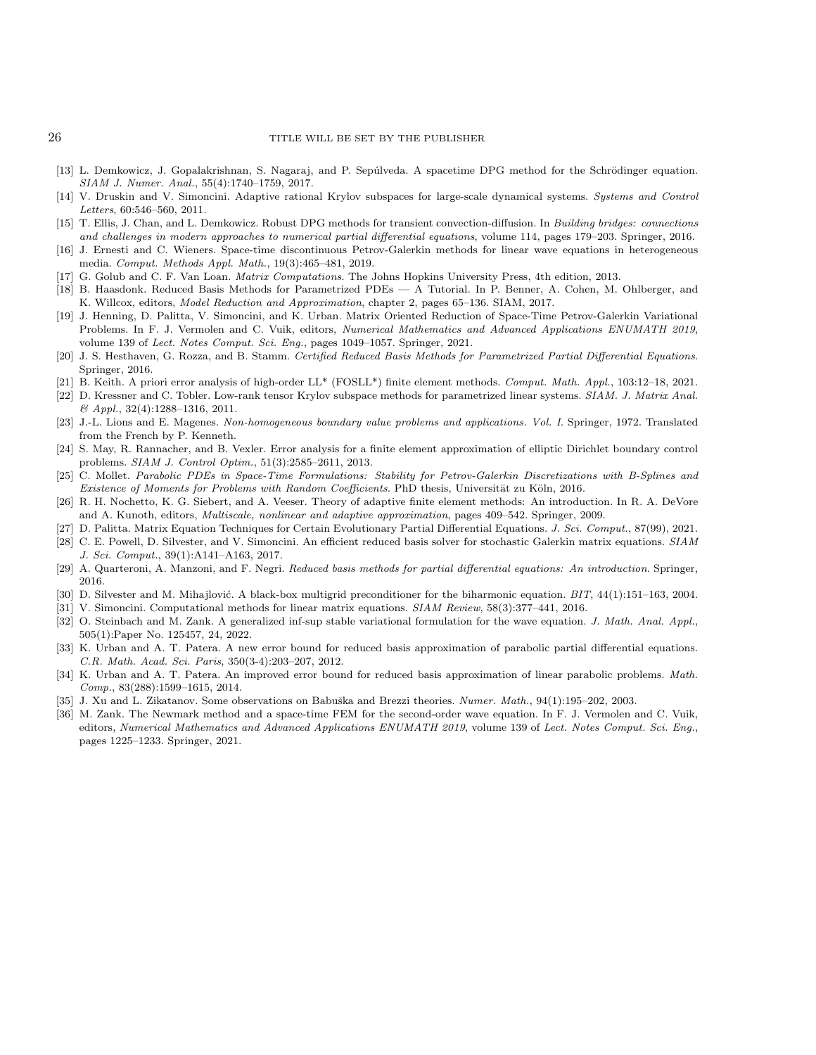[13] L. Demkowicz, J. Gopalakrishnan, S. Nagaraj, and P. Sepúlveda. A spacetime DPG method for the Schrödinger equation. *SIAM J. Numer. Anal.*, 55(4):1740–1759, 2017.

[14] V. Druskin and V. Simoncini. Adaptive rational Krylov subspaces for large-scale dynamical systems. *Systems and Control Letters*, 60:546–560, 2011.

[15] T. Ellis, J. Chan, and L. Demkowicz. Robust DPG methods for transient convection-diffusion. In *Building bridges: connections and challenges in modern approaches to numerical partial differential equations*, volume 114, pages 179–203. Springer, 2016.

[16] J. Ernesti and C. Wieners. Space-time discontinuous Petrov-Galerkin methods for linear wave equations in heterogeneous media. *Comput. Methods Appl. Math.*, 19(3):465–481, 2019.

[17] G. Golub and C. F. Van Loan. *Matrix Computations*. The Johns Hopkins University Press, 4th edition, 2013.

[18] B. Haasdonk. Reduced Basis Methods for Parametrized PDEs — A Tutorial. In P. Benner, A. Cohen, M. Ohlberger, and K. Willcox, editors, *Model Reduction and Approximation*, chapter 2, pages 65–136. SIAM, 2017.

[19] J. Henning, D. Palitta, V. Simoncini, and K. Urban. Matrix Oriented Reduction of Space-Time Petrov-Galerkin Variational Problems. In F. J. Vermolen and C. Vuik, editors, *Numerical Mathematics and Advanced Applications ENUMATH 2019*, volume 139 of *Lect. Notes Comput. Sci. Eng.*, pages 1049–1057. Springer, 2021.

[20] J. S. Hesthaven, G. Rozza, and B. Stamm. *Certified Reduced Basis Methods for Parametrized Partial Differential Equations*. Springer, 2016.

[21] B. Keith. A priori error analysis of high-order LL* (FOSLL*) finite element methods. *Comput. Math. Appl.*, 103:12–18, 2021.

[22] D. Kressner and C. Tobler. Low-rank tensor Krylov subspace methods for parametrized linear systems. *SIAM. J. Matrix Anal. & Appl.*, 32(4):1288–1316, 2011.

[23] J.-L. Lions and E. Magenes. *Non-homogeneous boundary value problems and applications. Vol. I*. Springer, 1972. Translated from the French by P. Kenneth.

[24] S. May, R. Rannacher, and B. Vexler. Error analysis for a finite element approximation of elliptic Dirichlet boundary control problems. *SIAM J. Control Optim.*, 51(3):2585–2611, 2013.

[25] C. Mollet. *Parabolic PDEs in Space-Time Formulations: Stability for Petrov-Galerkin Discretizations with B-Splines and Existence of Moments for Problems with Random Coefficients*. PhD thesis, Universität zu Köln, 2016.

[26] R. H. Nochetto, K. G. Siebert, and A. Veeser. Theory of adaptive finite element methods: An introduction. In R. A. DeVore and A. Kunoth, editors, *Multiscale, nonlinear and adaptive approximation*, pages 409–542. Springer, 2009.

[27] D. Palitta. Matrix Equation Techniques for Certain Evolutionary Partial Differential Equations. *J. Sci. Comput.*, 87(99), 2021.

[28] C. E. Powell, D. Silvester, and V. Simoncini. An efficient reduced basis solver for stochastic Galerkin matrix equations. *SIAM J. Sci. Comput.*, 39(1):A141–A163, 2017.

[29] A. Quarteroni, A. Manzoni, and F. Negri. *Reduced basis methods for partial differential equations: An introduction*. Springer, 2016.

[30] D. Silvester and M. Mihajlović. A black-box multigrid preconditioner for the biharmonic equation. *BIT*, 44(1):151–163, 2004.

[31] V. Simoncini. Computational methods for linear matrix equations. *SIAM Review*, 58(3):377–441, 2016.

[32] O. Steinbach and M. Zank. A generalized inf-sup stable variational formulation for the wave equation. *J. Math. Anal. Appl.*, 505(1):Paper No. 125457, 24, 2022.

[33] K. Urban and A. T. Patera. A new error bound for reduced basis approximation of parabolic partial differential equations. *C.R. Math. Acad. Sci. Paris*, 350(3-4):203–207, 2012.

[34] K. Urban and A. T. Patera. An improved error bound for reduced basis approximation of linear parabolic problems. *Math. Comp.*, 83(288):1599–1615, 2014.

[35] J. Xu and L. Zikatanov. Some observations on Babuška and Brezzi theories. *Numer. Math.*, 94(1):195–202, 2003.

[36] M. Zank. The Newmark method and a space-time FEM for the second-order wave equation. In F. J. Vermolen and C. Vuik, editors, *Numerical Mathematics and Advanced Applications ENUMATH 2019*, volume 139 of *Lect. Notes Comput. Sci. Eng.*, pages 1225–1233. Springer, 2021.